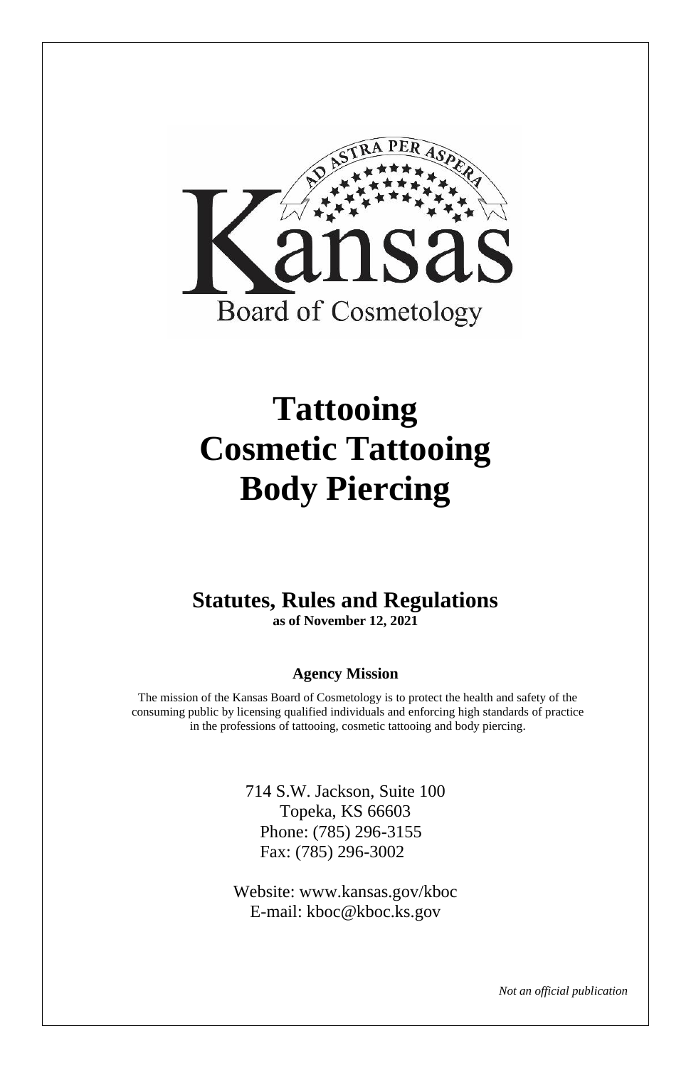AD ASTRA PER ASPERA

Kansas

Board of Cosmetology

# Tattooing
# Cosmetic Tattooing
# Body Piercing

## Statutes, Rules and Regulations

**as of November 12, 2021**

### Agency Mission

The mission of the Kansas Board of Cosmetology is to protect the health and safety of the consuming public by licensing qualified individuals and enforcing high standards of practice in the professions of tattooing, cosmetic tattooing and body piercing.

714 S.W. Jackson, Suite 100
Topeka, KS 66603
Phone: (785) 296-3155
Fax: (785) 296-3002

Website: www.kansas.gov/kboc
E-mail: kboc@kboc.ks.gov

*Not an official publication*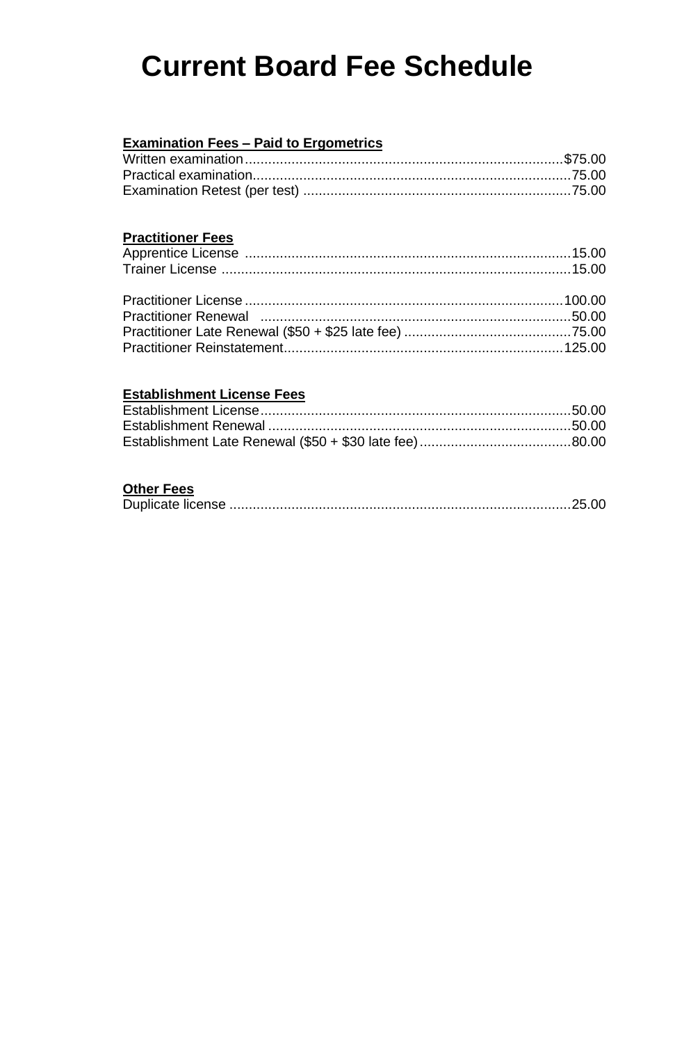# Current Board Fee Schedule

**Examination Fees – Paid to Ergometrics**

| | |
|---|---|
| Written examination | $75.00 |
| Practical examination | 75.00 |
| Examination Retest (per test) | 75.00 |

**Practitioner Fees**

| | |
|---|---|
| Apprentice License | 15.00 |
| Trainer License | 15.00 |
| Practitioner License | 100.00 |
| Practitioner Renewal | 50.00 |
| Practitioner Late Renewal ($50 + $25 late fee) | 75.00 |
| Practitioner Reinstatement | 125.00 |

**Establishment License Fees**

| | |
|---|---|
| Establishment License | 50.00 |
| Establishment Renewal | 50.00 |
| Establishment Late Renewal ($50 + $30 late fee) | 80.00 |

**Other Fees**

| | |
|---|---|
| Duplicate license | 25.00 |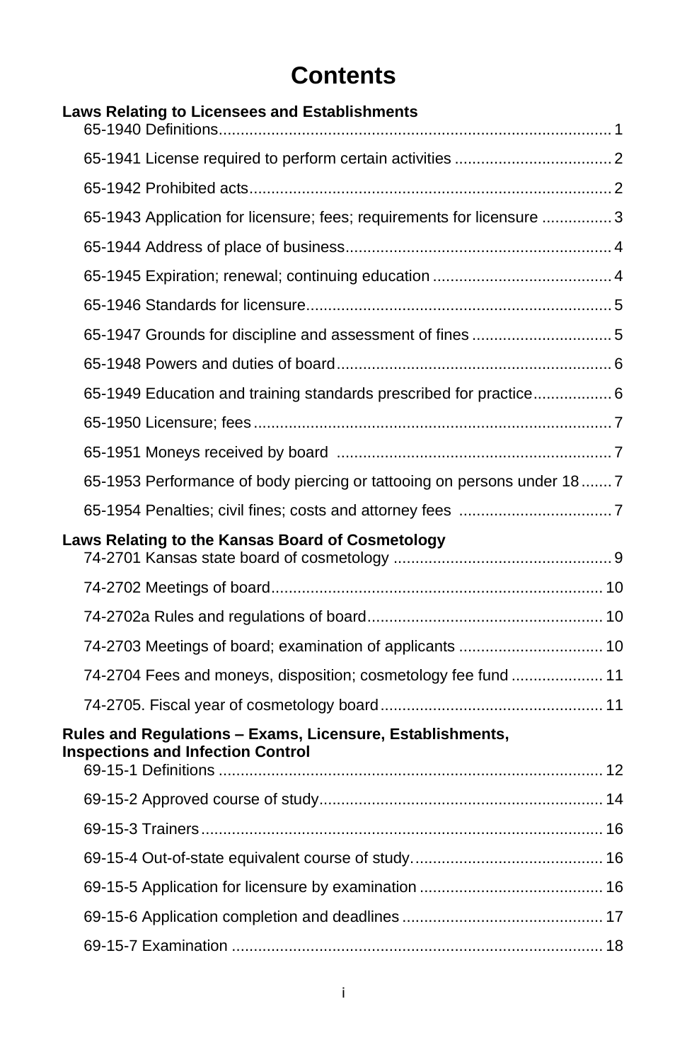# Contents

**Laws Relating to Licensees and Establishments**

- 65-1940 Definitions ... 1
- 65-1941 License required to perform certain activities ... 2
- 65-1942 Prohibited acts ... 2
- 65-1943 Application for licensure; fees; requirements for licensure ... 3
- 65-1944 Address of place of business ... 4
- 65-1945 Expiration; renewal; continuing education ... 4
- 65-1946 Standards for licensure ... 5
- 65-1947 Grounds for discipline and assessment of fines ... 5
- 65-1948 Powers and duties of board ... 6
- 65-1949 Education and training standards prescribed for practice ... 6
- 65-1950 Licensure; fees ... 7
- 65-1951 Moneys received by board ... 7
- 65-1953 Performance of body piercing or tattooing on persons under 18 ... 7
- 65-1954 Penalties; civil fines; costs and attorney fees ... 7

**Laws Relating to the Kansas Board of Cosmetology**

- 74-2701 Kansas state board of cosmetology ... 9
- 74-2702 Meetings of board ... 10
- 74-2702a Rules and regulations of board ... 10
- 74-2703 Meetings of board; examination of applicants ... 10
- 74-2704 Fees and moneys, disposition; cosmetology fee fund ... 11
- 74-2705. Fiscal year of cosmetology board ... 11

**Rules and Regulations – Exams, Licensure, Establishments, Inspections and Infection Control**

- 69-15-1 Definitions ... 12
- 69-15-2 Approved course of study ... 14
- 69-15-3 Trainers ... 16
- 69-15-4 Out-of-state equivalent course of study. ... 16
- 69-15-5 Application for licensure by examination ... 16
- 69-15-6 Application completion and deadlines ... 17
- 69-15-7 Examination ... 18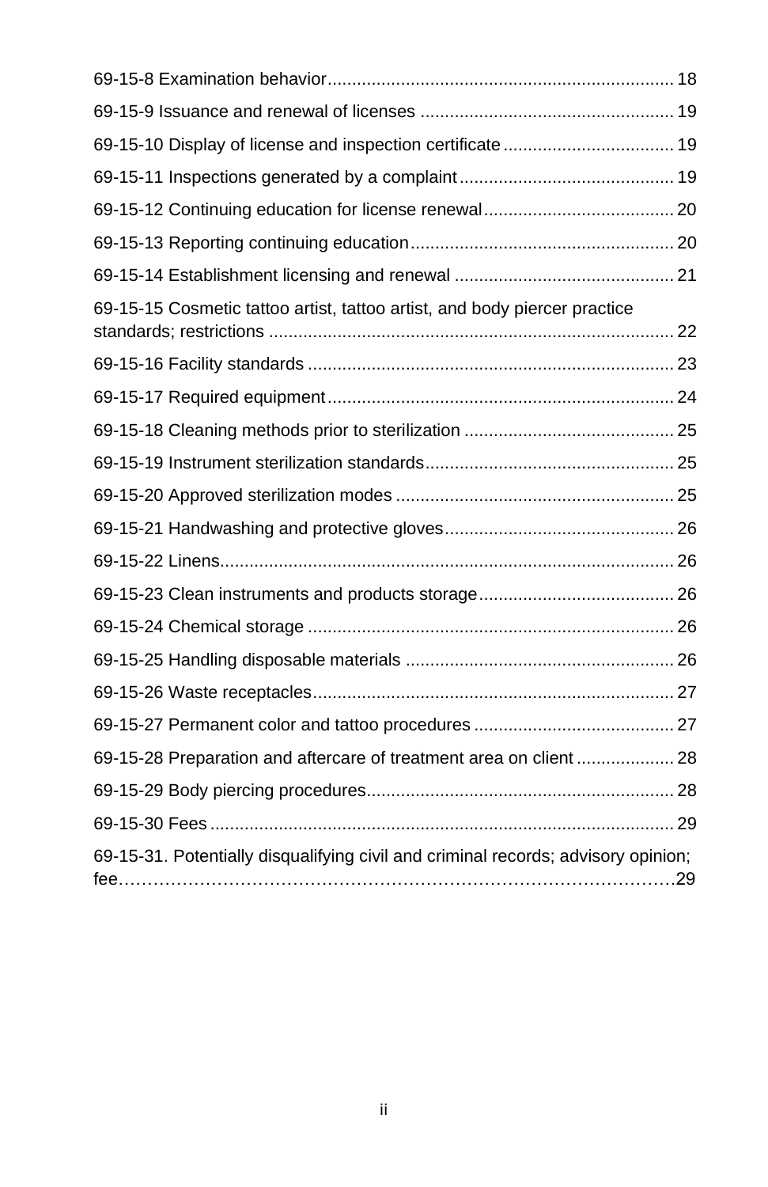69-15-8 Examination behavior ...................................................................... 18

69-15-9 Issuance and renewal of licenses ................................................... 19

69-15-10 Display of license and inspection certificate .................................. 19

69-15-11 Inspections generated by a complaint ........................................... 19

69-15-12 Continuing education for license renewal ...................................... 20

69-15-13 Reporting continuing education ..................................................... 20

69-15-14 Establishment licensing and renewal ............................................ 21

69-15-15 Cosmetic tattoo artist, tattoo artist, and body piercer practice standards; restrictions ................................................................................. 22

69-15-16 Facility standards .......................................................................... 23

69-15-17 Required equipment ...................................................................... 24

69-15-18 Cleaning methods prior to sterilization .......................................... 25

69-15-19 Instrument sterilization standards .................................................. 25

69-15-20 Approved sterilization modes ........................................................ 25

69-15-21 Handwashing and protective gloves .............................................. 26

69-15-22 Linens ............................................................................................ 26

69-15-23 Clean instruments and products storage ....................................... 26

69-15-24 Chemical storage .......................................................................... 26

69-15-25 Handling disposable materials ...................................................... 26

69-15-26 Waste receptacles ......................................................................... 27

69-15-27 Permanent color and tattoo procedures ........................................ 27

69-15-28 Preparation and aftercare of treatment area on client .................... 28

69-15-29 Body piercing procedures .............................................................. 28

69-15-30 Fees .............................................................................................. 29

69-15-31. Potentially disqualifying civil and criminal records; advisory opinion; fee……………………………………………………………………………29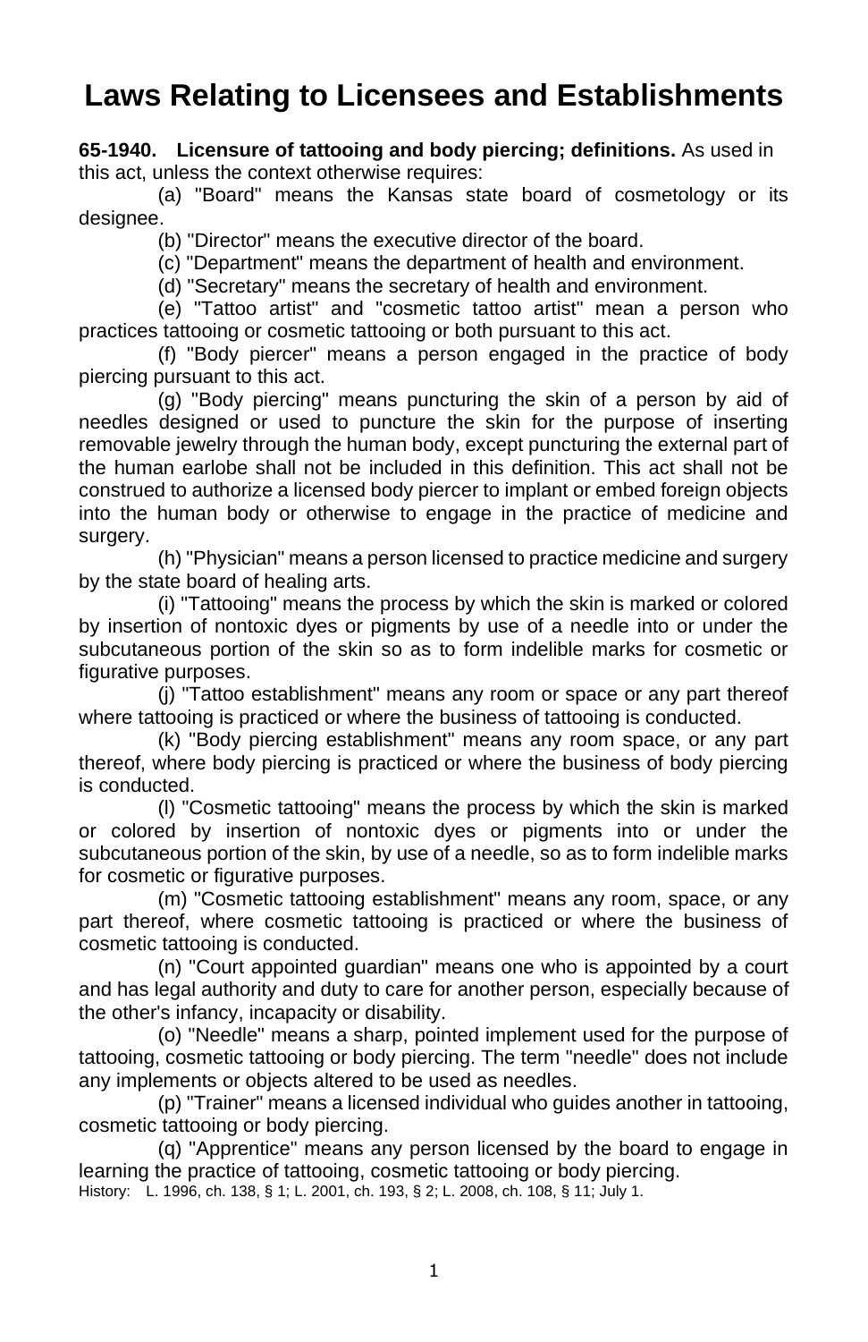# Laws Relating to Licensees and Establishments

**65-1940. Licensure of tattooing and body piercing; definitions.** As used in this act, unless the context otherwise requires:

(a) "Board" means the Kansas state board of cosmetology or its designee.

(b) "Director" means the executive director of the board.

(c) "Department" means the department of health and environment.

(d) "Secretary" means the secretary of health and environment.

(e) "Tattoo artist" and "cosmetic tattoo artist" mean a person who practices tattooing or cosmetic tattooing or both pursuant to this act.

(f) "Body piercer" means a person engaged in the practice of body piercing pursuant to this act.

(g) "Body piercing" means puncturing the skin of a person by aid of needles designed or used to puncture the skin for the purpose of inserting removable jewelry through the human body, except puncturing the external part of the human earlobe shall not be included in this definition. This act shall not be construed to authorize a licensed body piercer to implant or embed foreign objects into the human body or otherwise to engage in the practice of medicine and surgery.

(h) "Physician" means a person licensed to practice medicine and surgery by the state board of healing arts.

(i) "Tattooing" means the process by which the skin is marked or colored by insertion of nontoxic dyes or pigments by use of a needle into or under the subcutaneous portion of the skin so as to form indelible marks for cosmetic or figurative purposes.

(j) "Tattoo establishment" means any room or space or any part thereof where tattooing is practiced or where the business of tattooing is conducted.

(k) "Body piercing establishment" means any room space, or any part thereof, where body piercing is practiced or where the business of body piercing is conducted.

(l) "Cosmetic tattooing" means the process by which the skin is marked or colored by insertion of nontoxic dyes or pigments into or under the subcutaneous portion of the skin, by use of a needle, so as to form indelible marks for cosmetic or figurative purposes.

(m) "Cosmetic tattooing establishment" means any room, space, or any part thereof, where cosmetic tattooing is practiced or where the business of cosmetic tattooing is conducted.

(n) "Court appointed guardian" means one who is appointed by a court and has legal authority and duty to care for another person, especially because of the other's infancy, incapacity or disability.

(o) "Needle" means a sharp, pointed implement used for the purpose of tattooing, cosmetic tattooing or body piercing. The term "needle" does not include any implements or objects altered to be used as needles.

(p) "Trainer" means a licensed individual who guides another in tattooing, cosmetic tattooing or body piercing.

(q) "Apprentice" means any person licensed by the board to engage in learning the practice of tattooing, cosmetic tattooing or body piercing.

History: L. 1996, ch. 138, § 1; L. 2001, ch. 193, § 2; L. 2008, ch. 108, § 11; July 1.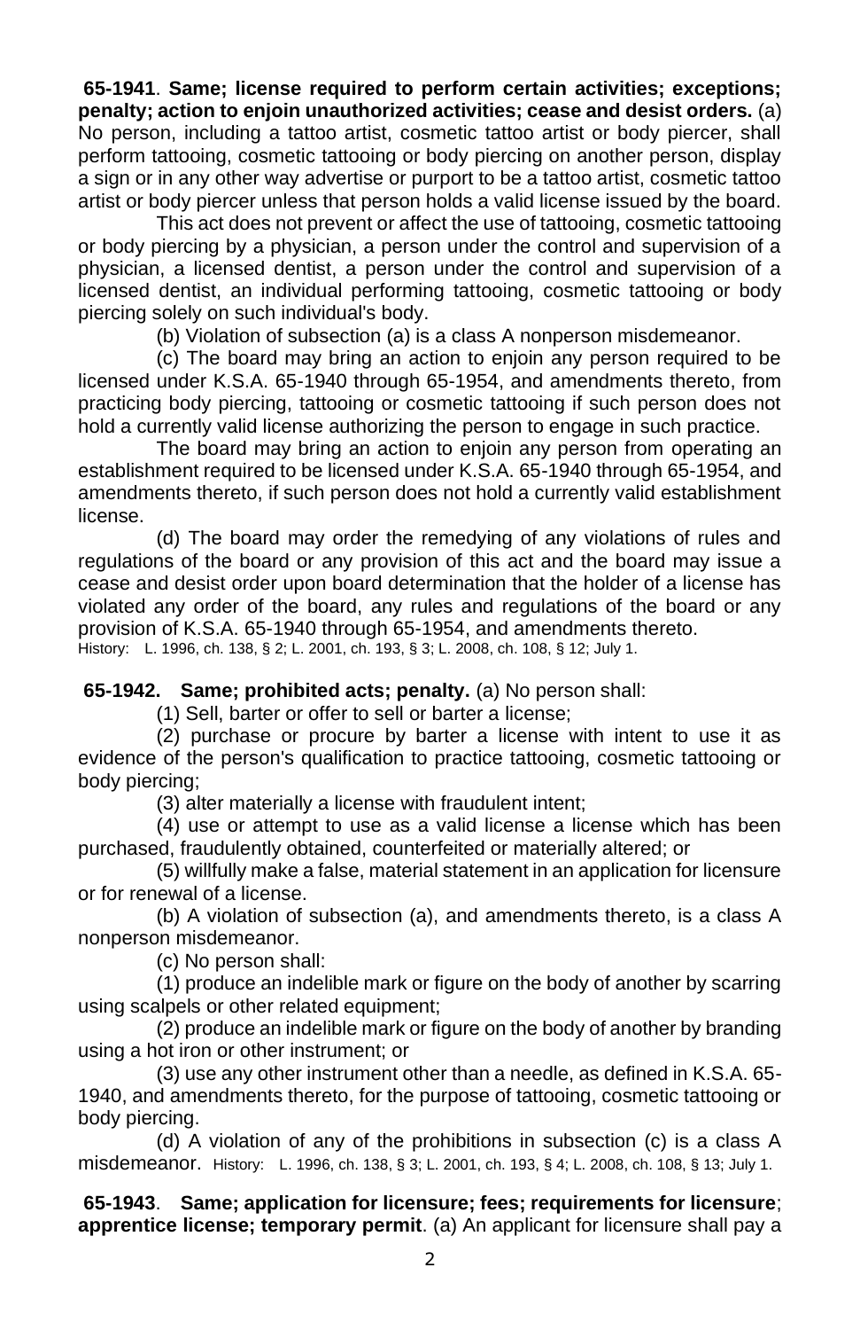**65-1941**. **Same; license required to perform certain activities; exceptions; penalty; action to enjoin unauthorized activities; cease and desist orders.** (a) No person, including a tattoo artist, cosmetic tattoo artist or body piercer, shall perform tattooing, cosmetic tattooing or body piercing on another person, display a sign or in any other way advertise or purport to be a tattoo artist, cosmetic tattoo artist or body piercer unless that person holds a valid license issued by the board.

This act does not prevent or affect the use of tattooing, cosmetic tattooing or body piercing by a physician, a person under the control and supervision of a physician, a licensed dentist, a person under the control and supervision of a licensed dentist, an individual performing tattooing, cosmetic tattooing or body piercing solely on such individual's body.

(b) Violation of subsection (a) is a class A nonperson misdemeanor.

(c) The board may bring an action to enjoin any person required to be licensed under K.S.A. 65-1940 through 65-1954, and amendments thereto, from practicing body piercing, tattooing or cosmetic tattooing if such person does not hold a currently valid license authorizing the person to engage in such practice.

The board may bring an action to enjoin any person from operating an establishment required to be licensed under K.S.A. 65-1940 through 65-1954, and amendments thereto, if such person does not hold a currently valid establishment license.

(d) The board may order the remedying of any violations of rules and regulations of the board or any provision of this act and the board may issue a cease and desist order upon board determination that the holder of a license has violated any order of the board, any rules and regulations of the board or any provision of K.S.A. 65-1940 through 65-1954, and amendments thereto.

History: L. 1996, ch. 138, § 2; L. 2001, ch. 193, § 3; L. 2008, ch. 108, § 12; July 1.

**65-1942. Same; prohibited acts; penalty.** (a) No person shall:

(1) Sell, barter or offer to sell or barter a license;

(2) purchase or procure by barter a license with intent to use it as evidence of the person's qualification to practice tattooing, cosmetic tattooing or body piercing;

(3) alter materially a license with fraudulent intent;

(4) use or attempt to use as a valid license a license which has been purchased, fraudulently obtained, counterfeited or materially altered; or

(5) willfully make a false, material statement in an application for licensure or for renewal of a license.

(b) A violation of subsection (a), and amendments thereto, is a class A nonperson misdemeanor.

(c) No person shall:

(1) produce an indelible mark or figure on the body of another by scarring using scalpels or other related equipment;

(2) produce an indelible mark or figure on the body of another by branding using a hot iron or other instrument; or

(3) use any other instrument other than a needle, as defined in K.S.A. 65-1940, and amendments thereto, for the purpose of tattooing, cosmetic tattooing or body piercing.

(d) A violation of any of the prohibitions in subsection (c) is a class A misdemeanor. History: L. 1996, ch. 138, § 3; L. 2001, ch. 193, § 4; L. 2008, ch. 108, § 13; July 1.

**65-1943**. **Same; application for licensure; fees; requirements for licensure**; **apprentice license; temporary permit**. (a) An applicant for licensure shall pay a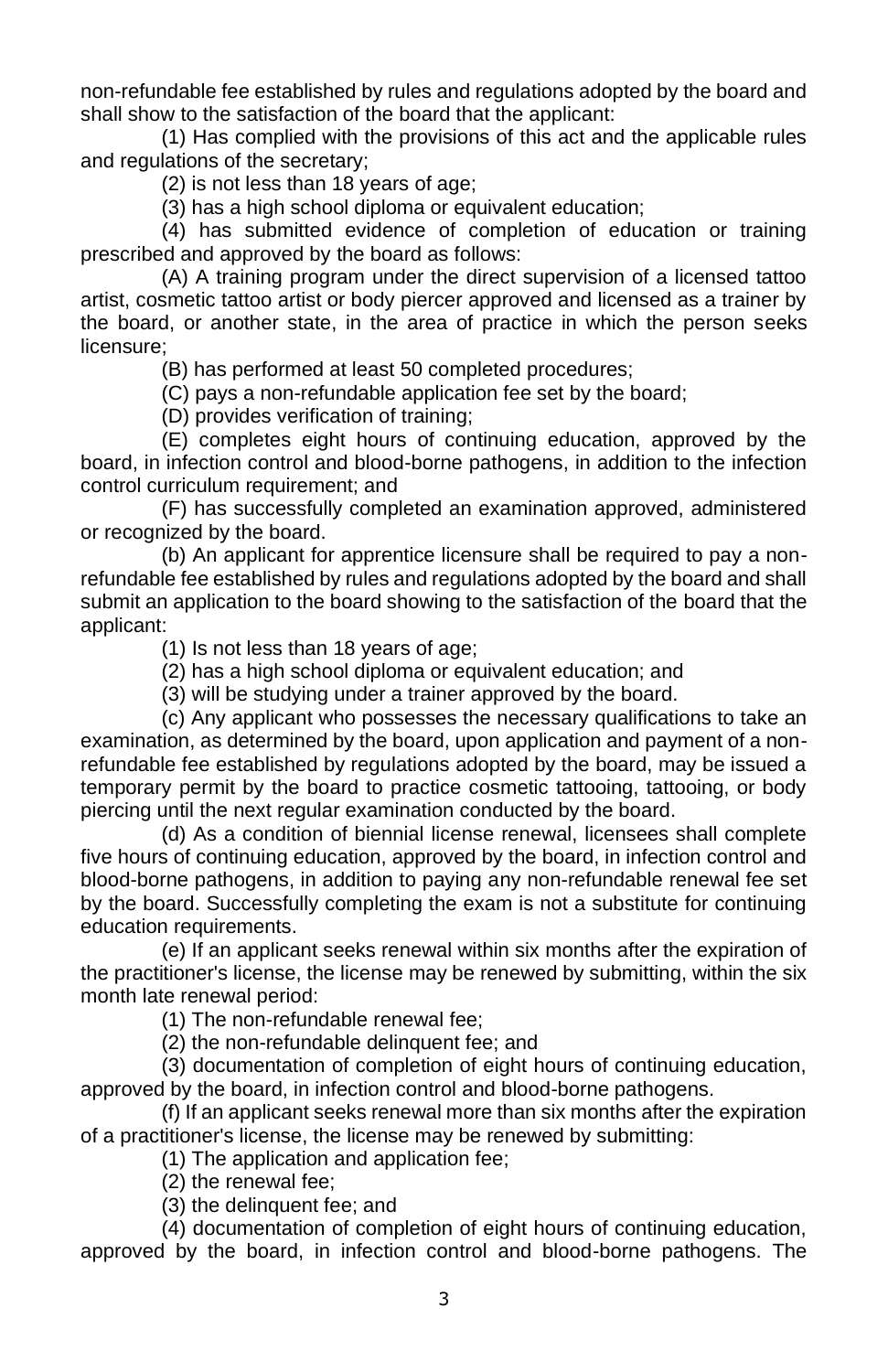non-refundable fee established by rules and regulations adopted by the board and shall show to the satisfaction of the board that the applicant:

(1) Has complied with the provisions of this act and the applicable rules and regulations of the secretary;

(2) is not less than 18 years of age;

(3) has a high school diploma or equivalent education;

(4) has submitted evidence of completion of education or training prescribed and approved by the board as follows:

(A) A training program under the direct supervision of a licensed tattoo artist, cosmetic tattoo artist or body piercer approved and licensed as a trainer by the board, or another state, in the area of practice in which the person seeks licensure;

(B) has performed at least 50 completed procedures;

(C) pays a non-refundable application fee set by the board;

(D) provides verification of training;

(E) completes eight hours of continuing education, approved by the board, in infection control and blood-borne pathogens, in addition to the infection control curriculum requirement; and

(F) has successfully completed an examination approved, administered or recognized by the board.

(b) An applicant for apprentice licensure shall be required to pay a non-refundable fee established by rules and regulations adopted by the board and shall submit an application to the board showing to the satisfaction of the board that the applicant:

(1) Is not less than 18 years of age;

(2) has a high school diploma or equivalent education; and

(3) will be studying under a trainer approved by the board.

(c) Any applicant who possesses the necessary qualifications to take an examination, as determined by the board, upon application and payment of a non-refundable fee established by regulations adopted by the board, may be issued a temporary permit by the board to practice cosmetic tattooing, tattooing, or body piercing until the next regular examination conducted by the board.

(d) As a condition of biennial license renewal, licensees shall complete five hours of continuing education, approved by the board, in infection control and blood-borne pathogens, in addition to paying any non-refundable renewal fee set by the board. Successfully completing the exam is not a substitute for continuing education requirements.

(e) If an applicant seeks renewal within six months after the expiration of the practitioner's license, the license may be renewed by submitting, within the six month late renewal period:

(1) The non-refundable renewal fee;

(2) the non-refundable delinquent fee; and

(3) documentation of completion of eight hours of continuing education, approved by the board, in infection control and blood-borne pathogens.

(f) If an applicant seeks renewal more than six months after the expiration of a practitioner's license, the license may be renewed by submitting:

(1) The application and application fee;

(2) the renewal fee;

(3) the delinquent fee; and

(4) documentation of completion of eight hours of continuing education, approved by the board, in infection control and blood-borne pathogens. The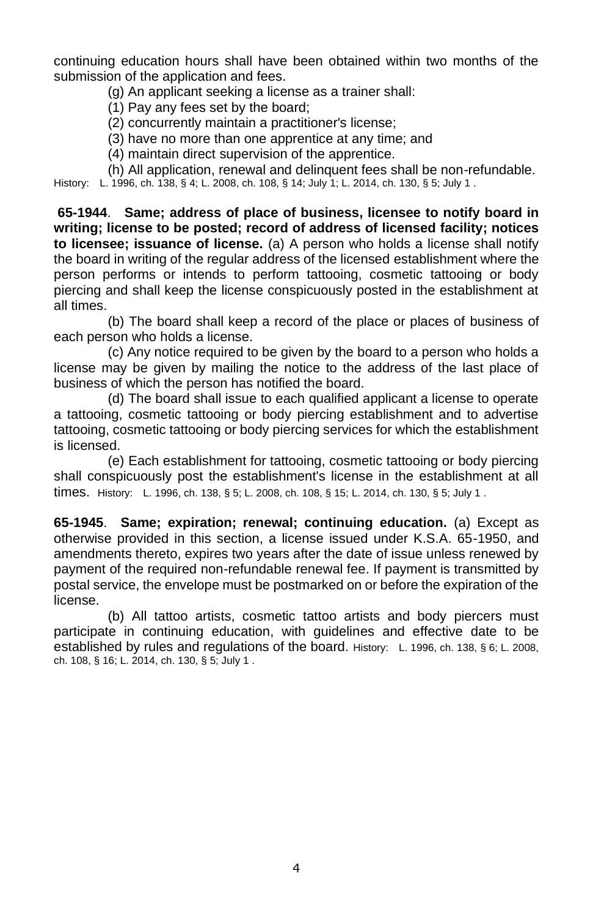continuing education hours shall have been obtained within two months of the submission of the application and fees.

(g) An applicant seeking a license as a trainer shall:

(1) Pay any fees set by the board;

(2) concurrently maintain a practitioner's license;

(3) have no more than one apprentice at any time; and

(4) maintain direct supervision of the apprentice.

(h) All application, renewal and delinquent fees shall be non-refundable.

History: L. 1996, ch. 138, § 4; L. 2008, ch. 108, § 14; July 1; L. 2014, ch. 130, § 5; July 1 .

**65-1944**. **Same; address of place of business, licensee to notify board in writing; license to be posted; record of address of licensed facility; notices to licensee; issuance of license.** (a) A person who holds a license shall notify the board in writing of the regular address of the licensed establishment where the person performs or intends to perform tattooing, cosmetic tattooing or body piercing and shall keep the license conspicuously posted in the establishment at all times.

(b) The board shall keep a record of the place or places of business of each person who holds a license.

(c) Any notice required to be given by the board to a person who holds a license may be given by mailing the notice to the address of the last place of business of which the person has notified the board.

(d) The board shall issue to each qualified applicant a license to operate a tattooing, cosmetic tattooing or body piercing establishment and to advertise tattooing, cosmetic tattooing or body piercing services for which the establishment is licensed.

(e) Each establishment for tattooing, cosmetic tattooing or body piercing shall conspicuously post the establishment's license in the establishment at all times. History: L. 1996, ch. 138, § 5; L. 2008, ch. 108, § 15; L. 2014, ch. 130, § 5; July 1 .

**65-1945**. **Same; expiration; renewal; continuing education.** (a) Except as otherwise provided in this section, a license issued under K.S.A. 65-1950, and amendments thereto, expires two years after the date of issue unless renewed by payment of the required non-refundable renewal fee. If payment is transmitted by postal service, the envelope must be postmarked on or before the expiration of the license.

(b) All tattoo artists, cosmetic tattoo artists and body piercers must participate in continuing education, with guidelines and effective date to be established by rules and regulations of the board. History: L. 1996, ch. 138, § 6; L. 2008, ch. 108, § 16; L. 2014, ch. 130, § 5; July 1 .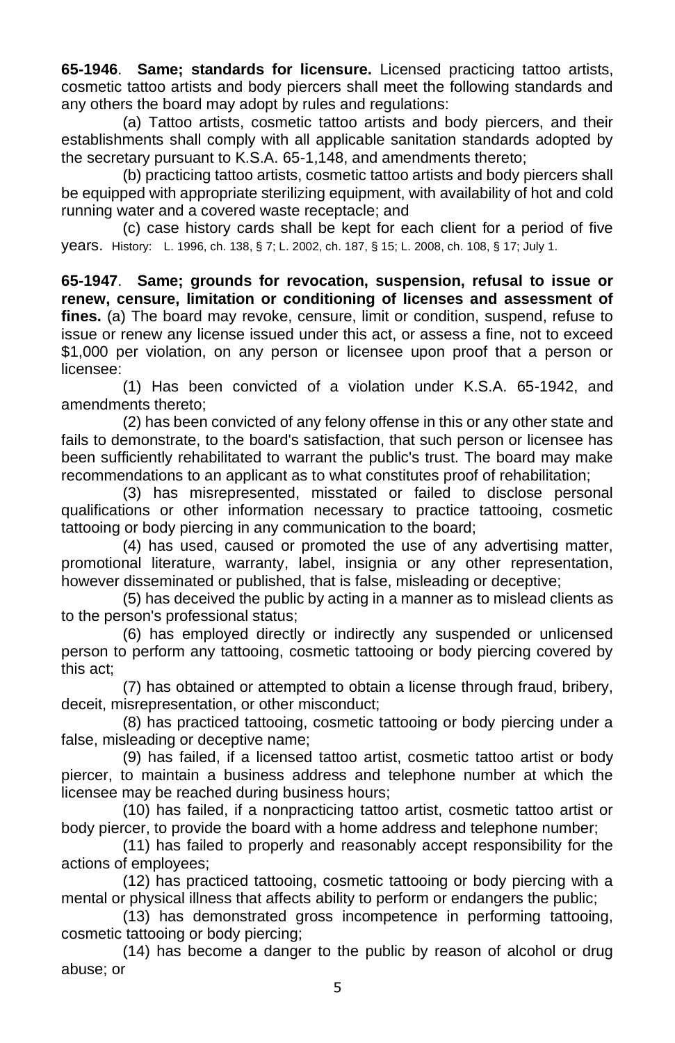**65-1946**. **Same; standards for licensure.** Licensed practicing tattoo artists, cosmetic tattoo artists and body piercers shall meet the following standards and any others the board may adopt by rules and regulations:

(a) Tattoo artists, cosmetic tattoo artists and body piercers, and their establishments shall comply with all applicable sanitation standards adopted by the secretary pursuant to K.S.A. 65-1,148, and amendments thereto;

(b) practicing tattoo artists, cosmetic tattoo artists and body piercers shall be equipped with appropriate sterilizing equipment, with availability of hot and cold running water and a covered waste receptacle; and

(c) case history cards shall be kept for each client for a period of five years. History: L. 1996, ch. 138, § 7; L. 2002, ch. 187, § 15; L. 2008, ch. 108, § 17; July 1.

**65-1947**. **Same; grounds for revocation, suspension, refusal to issue or renew, censure, limitation or conditioning of licenses and assessment of fines.** (a) The board may revoke, censure, limit or condition, suspend, refuse to issue or renew any license issued under this act, or assess a fine, not to exceed $1,000 per violation, on any person or licensee upon proof that a person or licensee:

(1) Has been convicted of a violation under K.S.A. 65-1942, and amendments thereto;

(2) has been convicted of any felony offense in this or any other state and fails to demonstrate, to the board's satisfaction, that such person or licensee has been sufficiently rehabilitated to warrant the public's trust. The board may make recommendations to an applicant as to what constitutes proof of rehabilitation;

(3) has misrepresented, misstated or failed to disclose personal qualifications or other information necessary to practice tattooing, cosmetic tattooing or body piercing in any communication to the board;

(4) has used, caused or promoted the use of any advertising matter, promotional literature, warranty, label, insignia or any other representation, however disseminated or published, that is false, misleading or deceptive;

(5) has deceived the public by acting in a manner as to mislead clients as to the person's professional status;

(6) has employed directly or indirectly any suspended or unlicensed person to perform any tattooing, cosmetic tattooing or body piercing covered by this act;

(7) has obtained or attempted to obtain a license through fraud, bribery, deceit, misrepresentation, or other misconduct;

(8) has practiced tattooing, cosmetic tattooing or body piercing under a false, misleading or deceptive name;

(9) has failed, if a licensed tattoo artist, cosmetic tattoo artist or body piercer, to maintain a business address and telephone number at which the licensee may be reached during business hours;

(10) has failed, if a nonpracticing tattoo artist, cosmetic tattoo artist or body piercer, to provide the board with a home address and telephone number;

(11) has failed to properly and reasonably accept responsibility for the actions of employees;

(12) has practiced tattooing, cosmetic tattooing or body piercing with a mental or physical illness that affects ability to perform or endangers the public;

(13) has demonstrated gross incompetence in performing tattooing, cosmetic tattooing or body piercing;

(14) has become a danger to the public by reason of alcohol or drug abuse; or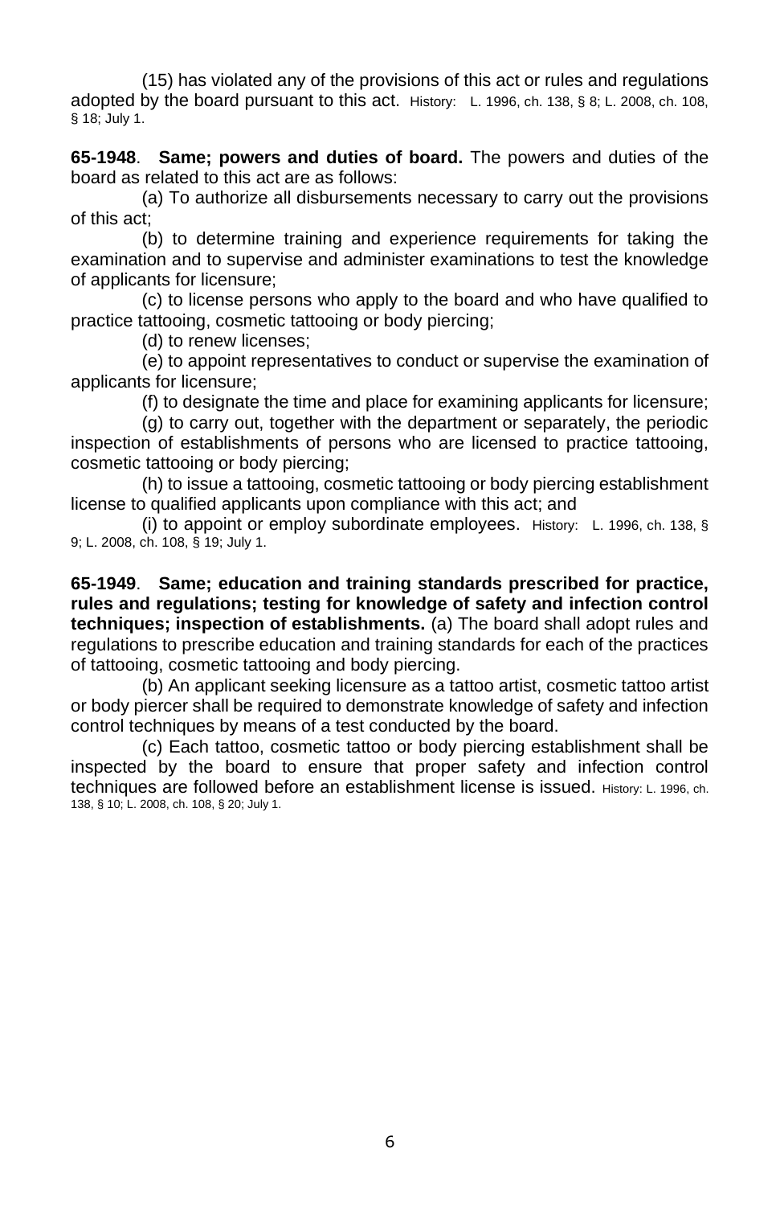(15) has violated any of the provisions of this act or rules and regulations adopted by the board pursuant to this act. History: L. 1996, ch. 138, § 8; L. 2008, ch. 108, § 18; July 1.

**65-1948**. **Same; powers and duties of board.** The powers and duties of the board as related to this act are as follows:

(a) To authorize all disbursements necessary to carry out the provisions of this act;

(b) to determine training and experience requirements for taking the examination and to supervise and administer examinations to test the knowledge of applicants for licensure;

(c) to license persons who apply to the board and who have qualified to practice tattooing, cosmetic tattooing or body piercing;

(d) to renew licenses;

(e) to appoint representatives to conduct or supervise the examination of applicants for licensure;

(f) to designate the time and place for examining applicants for licensure;

(g) to carry out, together with the department or separately, the periodic inspection of establishments of persons who are licensed to practice tattooing, cosmetic tattooing or body piercing;

(h) to issue a tattooing, cosmetic tattooing or body piercing establishment license to qualified applicants upon compliance with this act; and

(i) to appoint or employ subordinate employees. History: L. 1996, ch. 138, § 9; L. 2008, ch. 108, § 19; July 1.

**65-1949**. **Same; education and training standards prescribed for practice, rules and regulations; testing for knowledge of safety and infection control techniques; inspection of establishments.** (a) The board shall adopt rules and regulations to prescribe education and training standards for each of the practices of tattooing, cosmetic tattooing and body piercing.

(b) An applicant seeking licensure as a tattoo artist, cosmetic tattoo artist or body piercer shall be required to demonstrate knowledge of safety and infection control techniques by means of a test conducted by the board.

(c) Each tattoo, cosmetic tattoo or body piercing establishment shall be inspected by the board to ensure that proper safety and infection control techniques are followed before an establishment license is issued. History: L. 1996, ch. 138, § 10; L. 2008, ch. 108, § 20; July 1.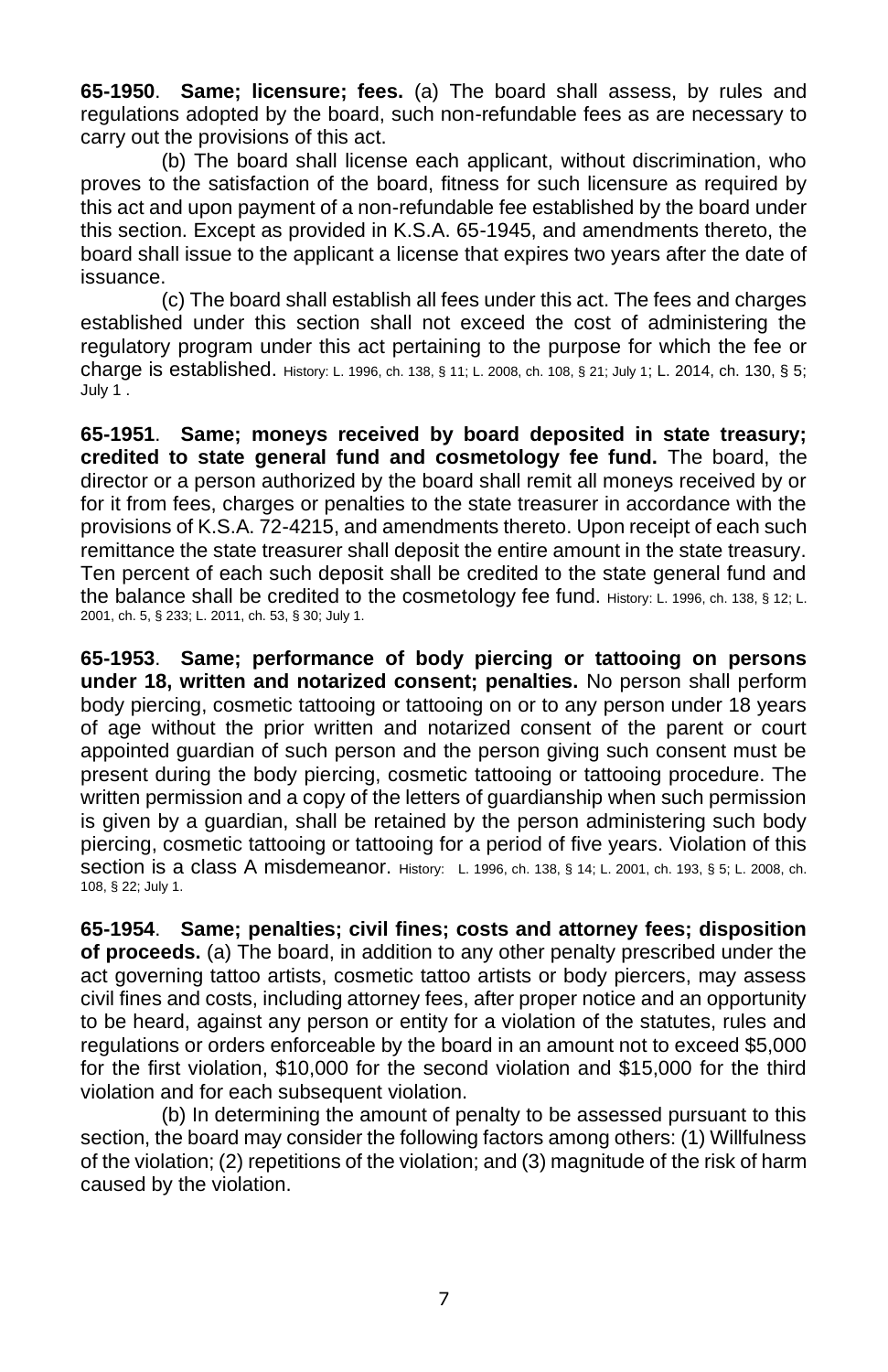**65-1950**. **Same; licensure; fees.** (a) The board shall assess, by rules and regulations adopted by the board, such non-refundable fees as are necessary to carry out the provisions of this act.

(b) The board shall license each applicant, without discrimination, who proves to the satisfaction of the board, fitness for such licensure as required by this act and upon payment of a non-refundable fee established by the board under this section. Except as provided in K.S.A. 65-1945, and amendments thereto, the board shall issue to the applicant a license that expires two years after the date of issuance.

(c) The board shall establish all fees under this act. The fees and charges established under this section shall not exceed the cost of administering the regulatory program under this act pertaining to the purpose for which the fee or charge is established. History: L. 1996, ch. 138, § 11; L. 2008, ch. 108, § 21; July 1; L. 2014, ch. 130, § 5; July 1 .

**65-1951**. **Same; moneys received by board deposited in state treasury; credited to state general fund and cosmetology fee fund.** The board, the director or a person authorized by the board shall remit all moneys received by or for it from fees, charges or penalties to the state treasurer in accordance with the provisions of K.S.A. 72-4215, and amendments thereto. Upon receipt of each such remittance the state treasurer shall deposit the entire amount in the state treasury. Ten percent of each such deposit shall be credited to the state general fund and the balance shall be credited to the cosmetology fee fund. History: L. 1996, ch. 138, § 12; L. 2001, ch. 5, § 233; L. 2011, ch. 53, § 30; July 1.

**65-1953**. **Same; performance of body piercing or tattooing on persons under 18, written and notarized consent; penalties.** No person shall perform body piercing, cosmetic tattooing or tattooing on or to any person under 18 years of age without the prior written and notarized consent of the parent or court appointed guardian of such person and the person giving such consent must be present during the body piercing, cosmetic tattooing or tattooing procedure. The written permission and a copy of the letters of guardianship when such permission is given by a guardian, shall be retained by the person administering such body piercing, cosmetic tattooing or tattooing for a period of five years. Violation of this section is a class A misdemeanor. History: L. 1996, ch. 138, § 14; L. 2001, ch. 193, § 5; L. 2008, ch. 108, § 22; July 1.

**65-1954**. **Same; penalties; civil fines; costs and attorney fees; disposition of proceeds.** (a) The board, in addition to any other penalty prescribed under the act governing tattoo artists, cosmetic tattoo artists or body piercers, may assess civil fines and costs, including attorney fees, after proper notice and an opportunity to be heard, against any person or entity for a violation of the statutes, rules and regulations or orders enforceable by the board in an amount not to exceed $5,000 for the first violation, $10,000 for the second violation and $15,000 for the third violation and for each subsequent violation.

(b) In determining the amount of penalty to be assessed pursuant to this section, the board may consider the following factors among others: (1) Willfulness of the violation; (2) repetitions of the violation; and (3) magnitude of the risk of harm caused by the violation.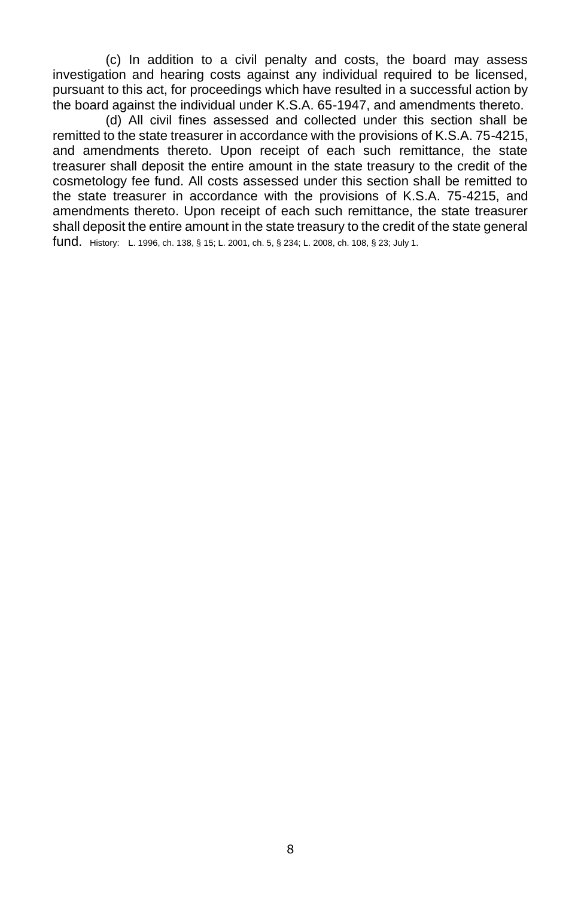(c) In addition to a civil penalty and costs, the board may assess investigation and hearing costs against any individual required to be licensed, pursuant to this act, for proceedings which have resulted in a successful action by the board against the individual under K.S.A. 65-1947, and amendments thereto.

(d) All civil fines assessed and collected under this section shall be remitted to the state treasurer in accordance with the provisions of K.S.A. 75-4215, and amendments thereto. Upon receipt of each such remittance, the state treasurer shall deposit the entire amount in the state treasury to the credit of the cosmetology fee fund. All costs assessed under this section shall be remitted to the state treasurer in accordance with the provisions of K.S.A. 75-4215, and amendments thereto. Upon receipt of each such remittance, the state treasurer shall deposit the entire amount in the state treasury to the credit of the state general fund. History: L. 1996, ch. 138, § 15; L. 2001, ch. 5, § 234; L. 2008, ch. 108, § 23; July 1.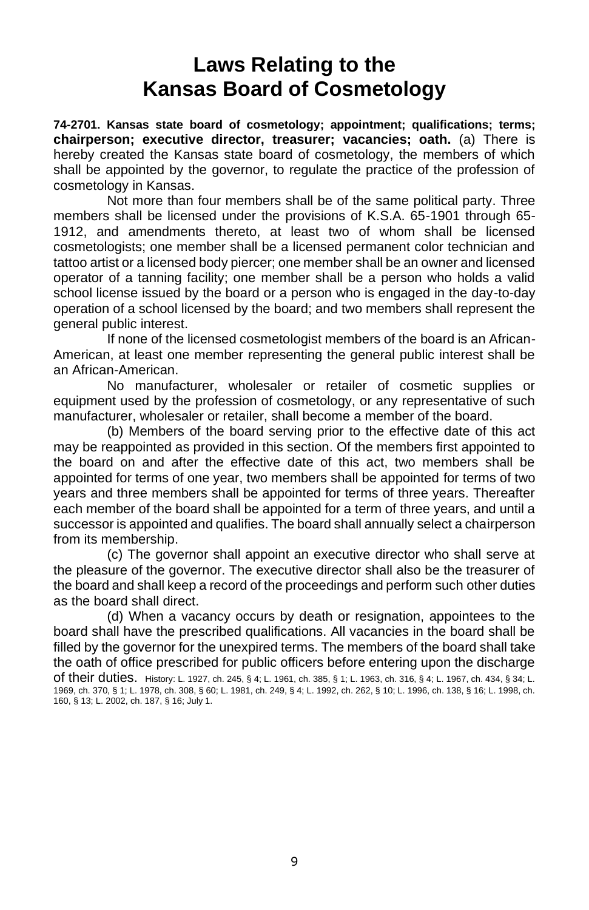# Laws Relating to the Kansas Board of Cosmetology

**74-2701. Kansas state board of cosmetology; appointment; qualifications; terms; chairperson; executive director, treasurer; vacancies; oath.** (a) There is hereby created the Kansas state board of cosmetology, the members of which shall be appointed by the governor, to regulate the practice of the profession of cosmetology in Kansas.

Not more than four members shall be of the same political party. Three members shall be licensed under the provisions of K.S.A. 65-1901 through 65-1912, and amendments thereto, at least two of whom shall be licensed cosmetologists; one member shall be a licensed permanent color technician and tattoo artist or a licensed body piercer; one member shall be an owner and licensed operator of a tanning facility; one member shall be a person who holds a valid school license issued by the board or a person who is engaged in the day-to-day operation of a school licensed by the board; and two members shall represent the general public interest.

If none of the licensed cosmetologist members of the board is an African-American, at least one member representing the general public interest shall be an African-American.

No manufacturer, wholesaler or retailer of cosmetic supplies or equipment used by the profession of cosmetology, or any representative of such manufacturer, wholesaler or retailer, shall become a member of the board.

(b) Members of the board serving prior to the effective date of this act may be reappointed as provided in this section. Of the members first appointed to the board on and after the effective date of this act, two members shall be appointed for terms of one year, two members shall be appointed for terms of two years and three members shall be appointed for terms of three years. Thereafter each member of the board shall be appointed for a term of three years, and until a successor is appointed and qualifies. The board shall annually select a chairperson from its membership.

(c) The governor shall appoint an executive director who shall serve at the pleasure of the governor. The executive director shall also be the treasurer of the board and shall keep a record of the proceedings and perform such other duties as the board shall direct.

(d) When a vacancy occurs by death or resignation, appointees to the board shall have the prescribed qualifications. All vacancies in the board shall be filled by the governor for the unexpired terms. The members of the board shall take the oath of office prescribed for public officers before entering upon the discharge of their duties. History: L. 1927, ch. 245, § 4; L. 1961, ch. 385, § 1; L. 1963, ch. 316, § 4; L. 1967, ch. 434, § 34; L. 1969, ch. 370, § 1; L. 1978, ch. 308, § 60; L. 1981, ch. 249, § 4; L. 1992, ch. 262, § 10; L. 1996, ch. 138, § 16; L. 1998, ch. 160, § 13; L. 2002, ch. 187, § 16; July 1.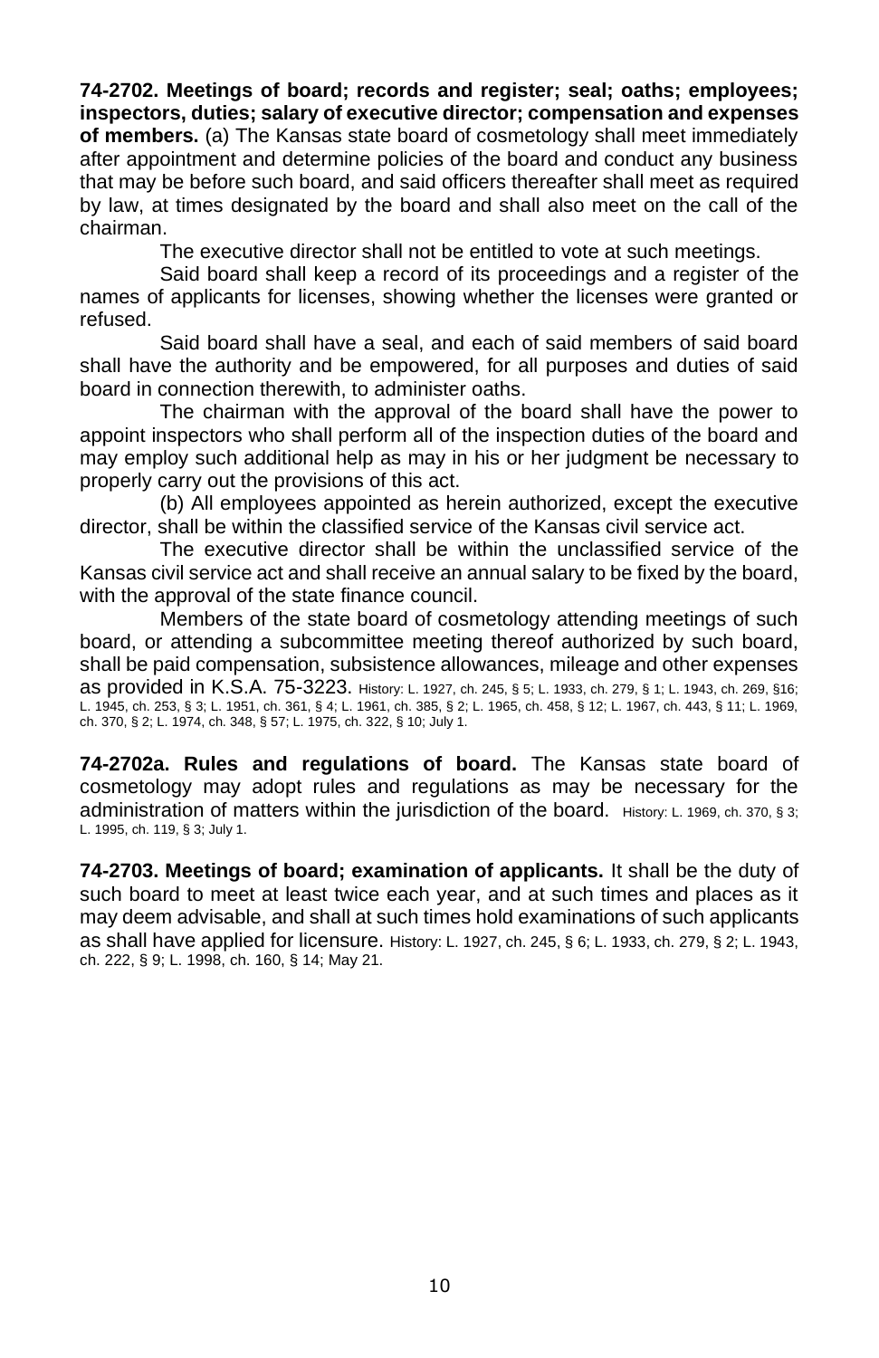**74-2702. Meetings of board; records and register; seal; oaths; employees; inspectors, duties; salary of executive director; compensation and expenses of members.** (a) The Kansas state board of cosmetology shall meet immediately after appointment and determine policies of the board and conduct any business that may be before such board, and said officers thereafter shall meet as required by law, at times designated by the board and shall also meet on the call of the chairman.

The executive director shall not be entitled to vote at such meetings.

Said board shall keep a record of its proceedings and a register of the names of applicants for licenses, showing whether the licenses were granted or refused.

Said board shall have a seal, and each of said members of said board shall have the authority and be empowered, for all purposes and duties of said board in connection therewith, to administer oaths.

The chairman with the approval of the board shall have the power to appoint inspectors who shall perform all of the inspection duties of the board and may employ such additional help as may in his or her judgment be necessary to properly carry out the provisions of this act.

(b) All employees appointed as herein authorized, except the executive director, shall be within the classified service of the Kansas civil service act.

The executive director shall be within the unclassified service of the Kansas civil service act and shall receive an annual salary to be fixed by the board, with the approval of the state finance council.

Members of the state board of cosmetology attending meetings of such board, or attending a subcommittee meeting thereof authorized by such board, shall be paid compensation, subsistence allowances, mileage and other expenses as provided in K.S.A. 75-3223. History: L. 1927, ch. 245, § 5; L. 1933, ch. 279, § 1; L. 1943, ch. 269, §16; L. 1945, ch. 253, § 3; L. 1951, ch. 361, § 4; L. 1961, ch. 385, § 2; L. 1965, ch. 458, § 12; L. 1967, ch. 443, § 11; L. 1969, ch. 370, § 2; L. 1974, ch. 348, § 57; L. 1975, ch. 322, § 10; July 1.

**74-2702a. Rules and regulations of board.** The Kansas state board of cosmetology may adopt rules and regulations as may be necessary for the administration of matters within the jurisdiction of the board. History: L. 1969, ch. 370, § 3; L. 1995, ch. 119, § 3; July 1.

**74-2703. Meetings of board; examination of applicants.** It shall be the duty of such board to meet at least twice each year, and at such times and places as it may deem advisable, and shall at such times hold examinations of such applicants as shall have applied for licensure. History: L. 1927, ch. 245, § 6; L. 1933, ch. 279, § 2; L. 1943, ch. 222, § 9; L. 1998, ch. 160, § 14; May 21.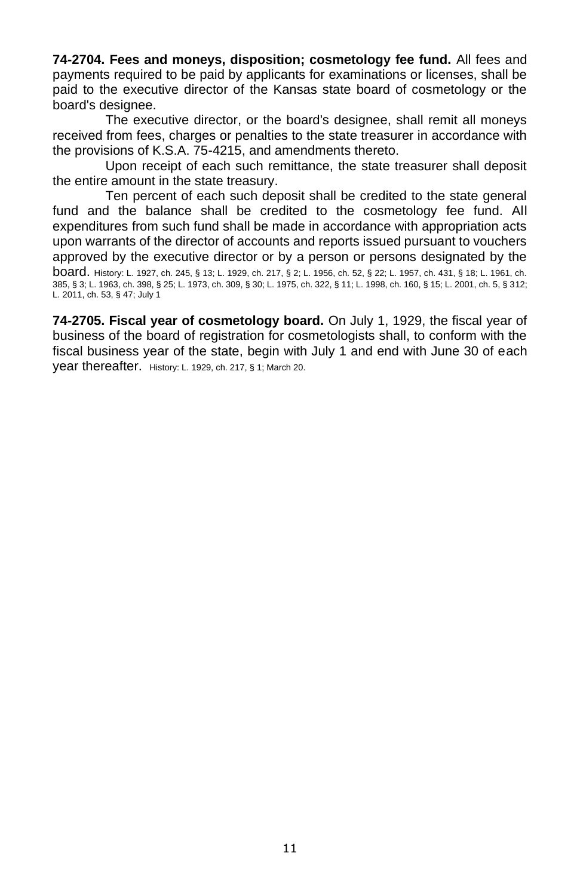**74-2704. Fees and moneys, disposition; cosmetology fee fund.** All fees and payments required to be paid by applicants for examinations or licenses, shall be paid to the executive director of the Kansas state board of cosmetology or the board's designee.

The executive director, or the board's designee, shall remit all moneys received from fees, charges or penalties to the state treasurer in accordance with the provisions of K.S.A. 75-4215, and amendments thereto.

Upon receipt of each such remittance, the state treasurer shall deposit the entire amount in the state treasury.

Ten percent of each such deposit shall be credited to the state general fund and the balance shall be credited to the cosmetology fee fund. All expenditures from such fund shall be made in accordance with appropriation acts upon warrants of the director of accounts and reports issued pursuant to vouchers approved by the executive director or by a person or persons designated by the board. History: L. 1927, ch. 245, § 13; L. 1929, ch. 217, § 2; L. 1956, ch. 52, § 22; L. 1957, ch. 431, § 18; L. 1961, ch. 385, § 3; L. 1963, ch. 398, § 25; L. 1973, ch. 309, § 30; L. 1975, ch. 322, § 11; L. 1998, ch. 160, § 15; L. 2001, ch. 5, § 312; L. 2011, ch. 53, § 47; July 1

**74-2705. Fiscal year of cosmetology board.** On July 1, 1929, the fiscal year of business of the board of registration for cosmetologists shall, to conform with the fiscal business year of the state, begin with July 1 and end with June 30 of each year thereafter. History: L. 1929, ch. 217, § 1; March 20.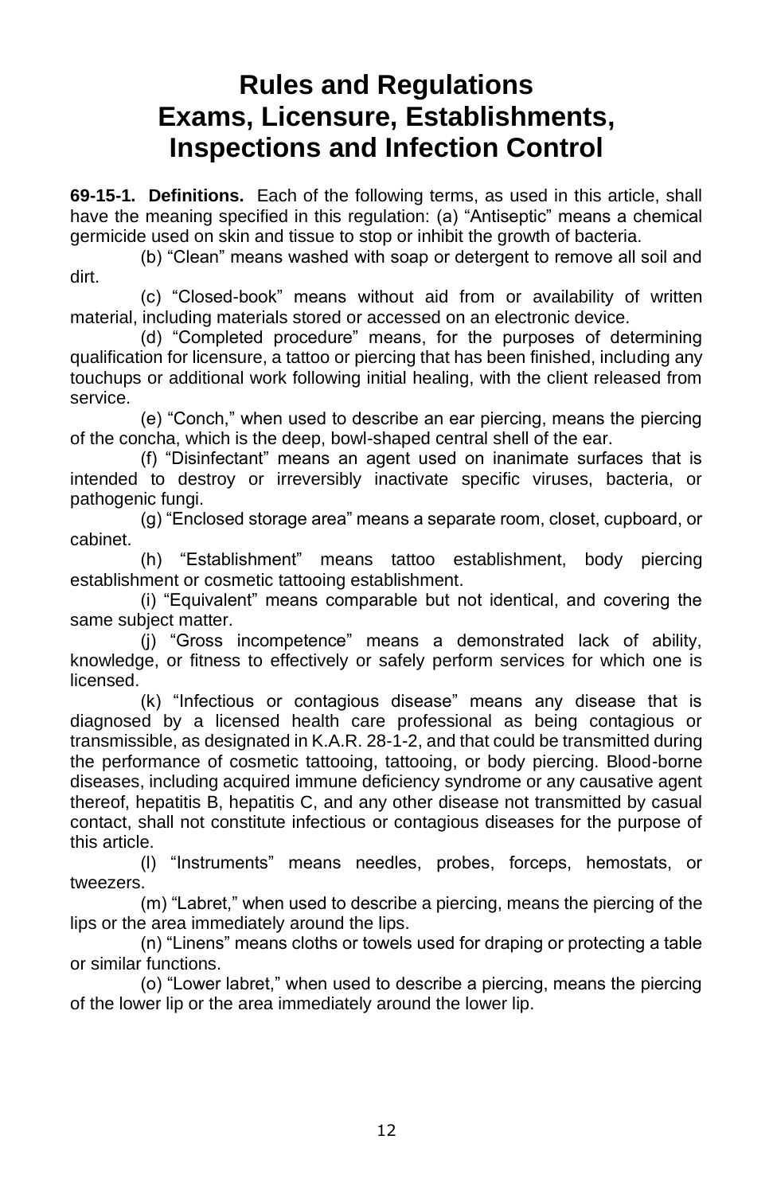# Rules and Regulations
# Exams, Licensure, Establishments, Inspections and Infection Control

**69-15-1. Definitions.** Each of the following terms, as used in this article, shall have the meaning specified in this regulation: (a) "Antiseptic" means a chemical germicide used on skin and tissue to stop or inhibit the growth of bacteria.

(b) "Clean" means washed with soap or detergent to remove all soil and dirt.

(c) "Closed-book" means without aid from or availability of written material, including materials stored or accessed on an electronic device.

(d) "Completed procedure" means, for the purposes of determining qualification for licensure, a tattoo or piercing that has been finished, including any touchups or additional work following initial healing, with the client released from service.

(e) "Conch," when used to describe an ear piercing, means the piercing of the concha, which is the deep, bowl-shaped central shell of the ear.

(f) "Disinfectant" means an agent used on inanimate surfaces that is intended to destroy or irreversibly inactivate specific viruses, bacteria, or pathogenic fungi.

(g) "Enclosed storage area" means a separate room, closet, cupboard, or cabinet.

(h) "Establishment" means tattoo establishment, body piercing establishment or cosmetic tattooing establishment.

(i) "Equivalent" means comparable but not identical, and covering the same subject matter.

(j) "Gross incompetence" means a demonstrated lack of ability, knowledge, or fitness to effectively or safely perform services for which one is licensed.

(k) "Infectious or contagious disease" means any disease that is diagnosed by a licensed health care professional as being contagious or transmissible, as designated in K.A.R. 28-1-2, and that could be transmitted during the performance of cosmetic tattooing, tattooing, or body piercing. Blood-borne diseases, including acquired immune deficiency syndrome or any causative agent thereof, hepatitis B, hepatitis C, and any other disease not transmitted by casual contact, shall not constitute infectious or contagious diseases for the purpose of this article.

(l) "Instruments" means needles, probes, forceps, hemostats, or tweezers.

(m) "Labret," when used to describe a piercing, means the piercing of the lips or the area immediately around the lips.

(n) "Linens" means cloths or towels used for draping or protecting a table or similar functions.

(o) "Lower labret," when used to describe a piercing, means the piercing of the lower lip or the area immediately around the lower lip.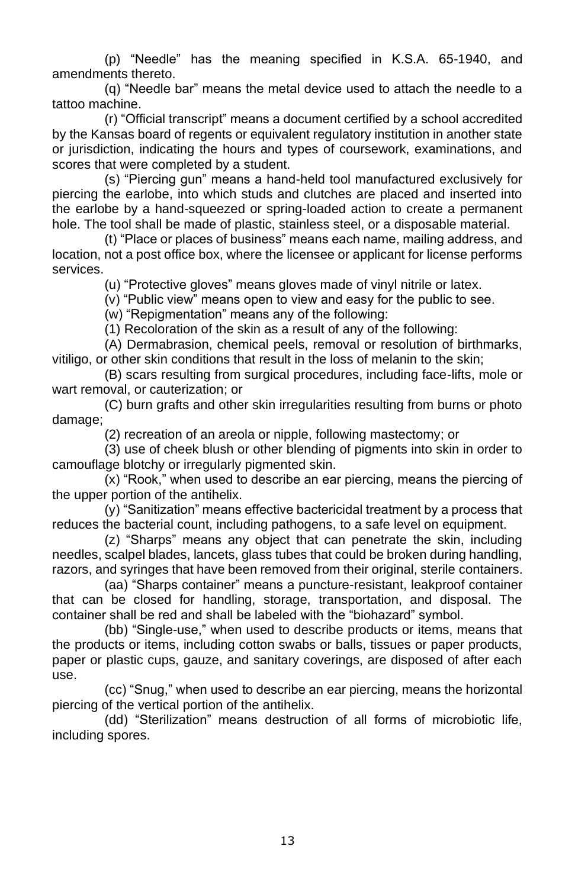(p) "Needle" has the meaning specified in K.S.A. 65-1940, and amendments thereto.

(q) "Needle bar" means the metal device used to attach the needle to a tattoo machine.

(r) "Official transcript" means a document certified by a school accredited by the Kansas board of regents or equivalent regulatory institution in another state or jurisdiction, indicating the hours and types of coursework, examinations, and scores that were completed by a student.

(s) "Piercing gun" means a hand-held tool manufactured exclusively for piercing the earlobe, into which studs and clutches are placed and inserted into the earlobe by a hand-squeezed or spring-loaded action to create a permanent hole. The tool shall be made of plastic, stainless steel, or a disposable material.

(t) "Place or places of business" means each name, mailing address, and location, not a post office box, where the licensee or applicant for license performs services.

(u) "Protective gloves" means gloves made of vinyl nitrile or latex.

(v) "Public view" means open to view and easy for the public to see.

(w) "Repigmentation" means any of the following:

(1) Recoloration of the skin as a result of any of the following:

(A) Dermabrasion, chemical peels, removal or resolution of birthmarks, vitiligo, or other skin conditions that result in the loss of melanin to the skin;

(B) scars resulting from surgical procedures, including face-lifts, mole or wart removal, or cauterization; or

(C) burn grafts and other skin irregularities resulting from burns or photo damage;

(2) recreation of an areola or nipple, following mastectomy; or

(3) use of cheek blush or other blending of pigments into skin in order to camouflage blotchy or irregularly pigmented skin.

(x) "Rook," when used to describe an ear piercing, means the piercing of the upper portion of the antihelix.

(y) "Sanitization" means effective bactericidal treatment by a process that reduces the bacterial count, including pathogens, to a safe level on equipment.

(z) "Sharps" means any object that can penetrate the skin, including needles, scalpel blades, lancets, glass tubes that could be broken during handling, razors, and syringes that have been removed from their original, sterile containers.

(aa) "Sharps container" means a puncture-resistant, leakproof container that can be closed for handling, storage, transportation, and disposal. The container shall be red and shall be labeled with the "biohazard" symbol.

(bb) "Single-use," when used to describe products or items, means that the products or items, including cotton swabs or balls, tissues or paper products, paper or plastic cups, gauze, and sanitary coverings, are disposed of after each use.

(cc) "Snug," when used to describe an ear piercing, means the horizontal piercing of the vertical portion of the antihelix.

(dd) "Sterilization" means destruction of all forms of microbiotic life, including spores.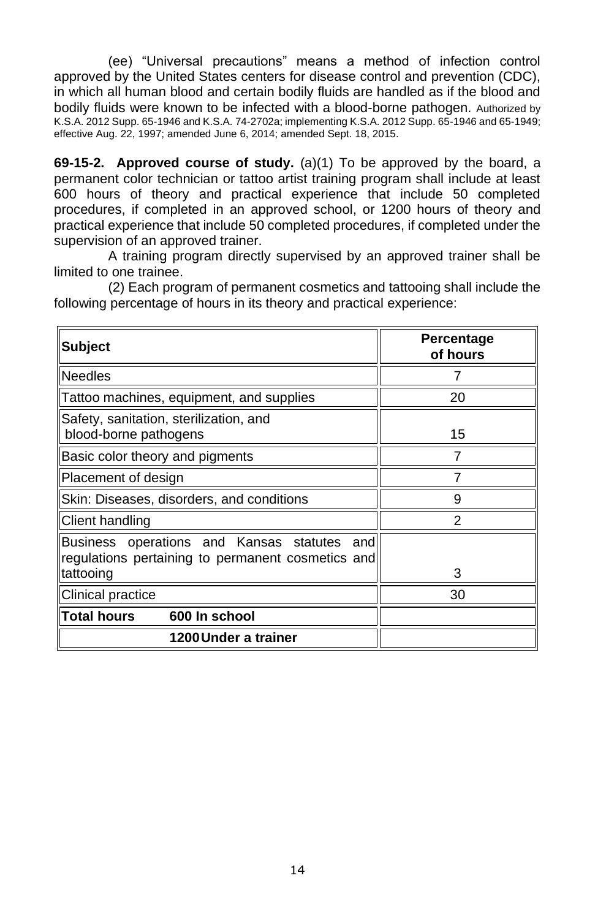(ee) "Universal precautions" means a method of infection control approved by the United States centers for disease control and prevention (CDC), in which all human blood and certain bodily fluids are handled as if the blood and bodily fluids were known to be infected with a blood-borne pathogen. Authorized by K.S.A. 2012 Supp. 65-1946 and K.S.A. 74-2702a; implementing K.S.A. 2012 Supp. 65-1946 and 65-1949; effective Aug. 22, 1997; amended June 6, 2014; amended Sept. 18, 2015.

**69-15-2. Approved course of study.** (a)(1) To be approved by the board, a permanent color technician or tattoo artist training program shall include at least 600 hours of theory and practical experience that include 50 completed procedures, if completed in an approved school, or 1200 hours of theory and practical experience that include 50 completed procedures, if completed under the supervision of an approved trainer.

A training program directly supervised by an approved trainer shall be limited to one trainee.

(2) Each program of permanent cosmetics and tattooing shall include the following percentage of hours in its theory and practical experience:

| Subject | Percentage of hours |
|---|---|
| Needles | 7 |
| Tattoo machines, equipment, and supplies | 20 |
| Safety, sanitation, sterilization, and blood-borne pathogens | 15 |
| Basic color theory and pigments | 7 |
| Placement of design | 7 |
| Skin: Diseases, disorders, and conditions | 9 |
| Client handling | 2 |
| Business operations and Kansas statutes and regulations pertaining to permanent cosmetics and tattooing | 3 |
| Clinical practice | 30 |
| **Total hours 600 In school** | |
| **1200 Under a trainer** | |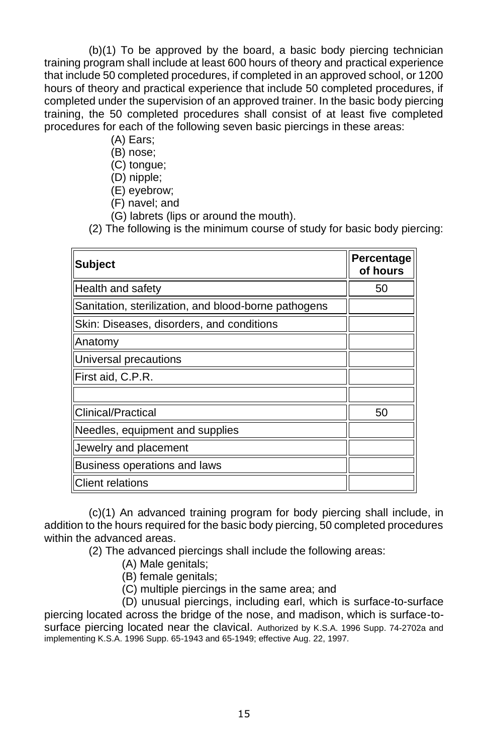(b)(1) To be approved by the board, a basic body piercing technician training program shall include at least 600 hours of theory and practical experience that include 50 completed procedures, if completed in an approved school, or 1200 hours of theory and practical experience that include 50 completed procedures, if completed under the supervision of an approved trainer. In the basic body piercing training, the 50 completed procedures shall consist of at least five completed procedures for each of the following seven basic piercings in these areas:

(A) Ears;
(B) nose;
(C) tongue;
(D) nipple;
(E) eyebrow;
(F) navel; and
(G) labrets (lips or around the mouth).

(2) The following is the minimum course of study for basic body piercing:

| **Subject** | **Percentage of hours** |
|---|---|
| Health and safety | 50 |
| Sanitation, sterilization, and blood-borne pathogens | |
| Skin: Diseases, disorders, and conditions | |
| Anatomy | |
| Universal precautions | |
| First aid, C.P.R. | |
| | |
| Clinical/Practical | 50 |
| Needles, equipment and supplies | |
| Jewelry and placement | |
| Business operations and laws | |
| Client relations | |

(c)(1) An advanced training program for body piercing shall include, in addition to the hours required for the basic body piercing, 50 completed procedures within the advanced areas.

(2) The advanced piercings shall include the following areas:

(A) Male genitals;
(B) female genitals;
(C) multiple piercings in the same area; and
(D) unusual piercings, including earl, which is surface-to-surface piercing located across the bridge of the nose, and madison, which is surface-to-surface piercing located near the clavical. Authorized by K.S.A. 1996 Supp. 74-2702a and implementing K.S.A. 1996 Supp. 65-1943 and 65-1949; effective Aug. 22, 1997.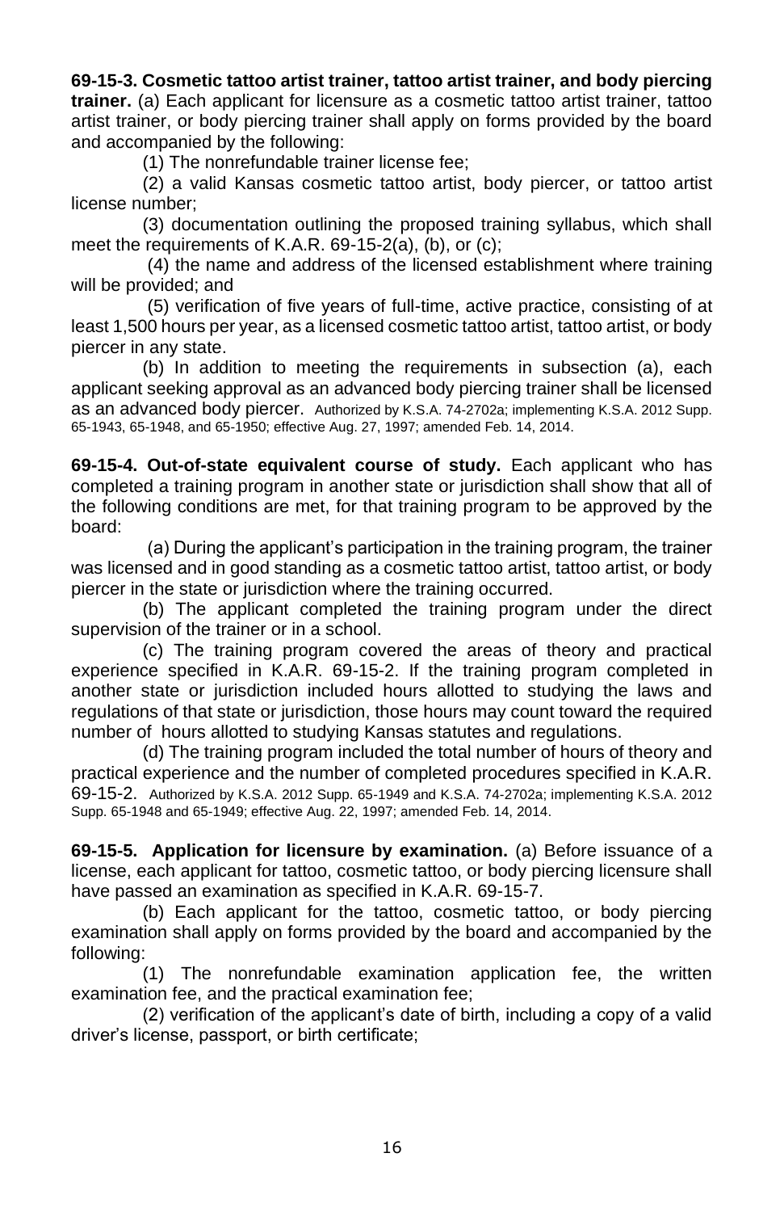**69-15-3. Cosmetic tattoo artist trainer, tattoo artist trainer, and body piercing trainer.** (a) Each applicant for licensure as a cosmetic tattoo artist trainer, tattoo artist trainer, or body piercing trainer shall apply on forms provided by the board and accompanied by the following:

(1) The nonrefundable trainer license fee;

(2) a valid Kansas cosmetic tattoo artist, body piercer, or tattoo artist license number;

(3) documentation outlining the proposed training syllabus, which shall meet the requirements of K.A.R. 69-15-2(a), (b), or (c);

(4) the name and address of the licensed establishment where training will be provided; and

(5) verification of five years of full-time, active practice, consisting of at least 1,500 hours per year, as a licensed cosmetic tattoo artist, tattoo artist, or body piercer in any state.

(b) In addition to meeting the requirements in subsection (a), each applicant seeking approval as an advanced body piercing trainer shall be licensed as an advanced body piercer. Authorized by K.S.A. 74-2702a; implementing K.S.A. 2012 Supp. 65-1943, 65-1948, and 65-1950; effective Aug. 27, 1997; amended Feb. 14, 2014.

**69-15-4. Out-of-state equivalent course of study.** Each applicant who has completed a training program in another state or jurisdiction shall show that all of the following conditions are met, for that training program to be approved by the board:

(a) During the applicant's participation in the training program, the trainer was licensed and in good standing as a cosmetic tattoo artist, tattoo artist, or body piercer in the state or jurisdiction where the training occurred.

(b) The applicant completed the training program under the direct supervision of the trainer or in a school.

(c) The training program covered the areas of theory and practical experience specified in K.A.R. 69-15-2. If the training program completed in another state or jurisdiction included hours allotted to studying the laws and regulations of that state or jurisdiction, those hours may count toward the required number of hours allotted to studying Kansas statutes and regulations.

(d) The training program included the total number of hours of theory and practical experience and the number of completed procedures specified in K.A.R. 69-15-2. Authorized by K.S.A. 2012 Supp. 65-1949 and K.S.A. 74-2702a; implementing K.S.A. 2012 Supp. 65-1948 and 65-1949; effective Aug. 22, 1997; amended Feb. 14, 2014.

**69-15-5. Application for licensure by examination.** (a) Before issuance of a license, each applicant for tattoo, cosmetic tattoo, or body piercing licensure shall have passed an examination as specified in K.A.R. 69-15-7.

(b) Each applicant for the tattoo, cosmetic tattoo, or body piercing examination shall apply on forms provided by the board and accompanied by the following:

(1) The nonrefundable examination application fee, the written examination fee, and the practical examination fee;

(2) verification of the applicant's date of birth, including a copy of a valid driver's license, passport, or birth certificate;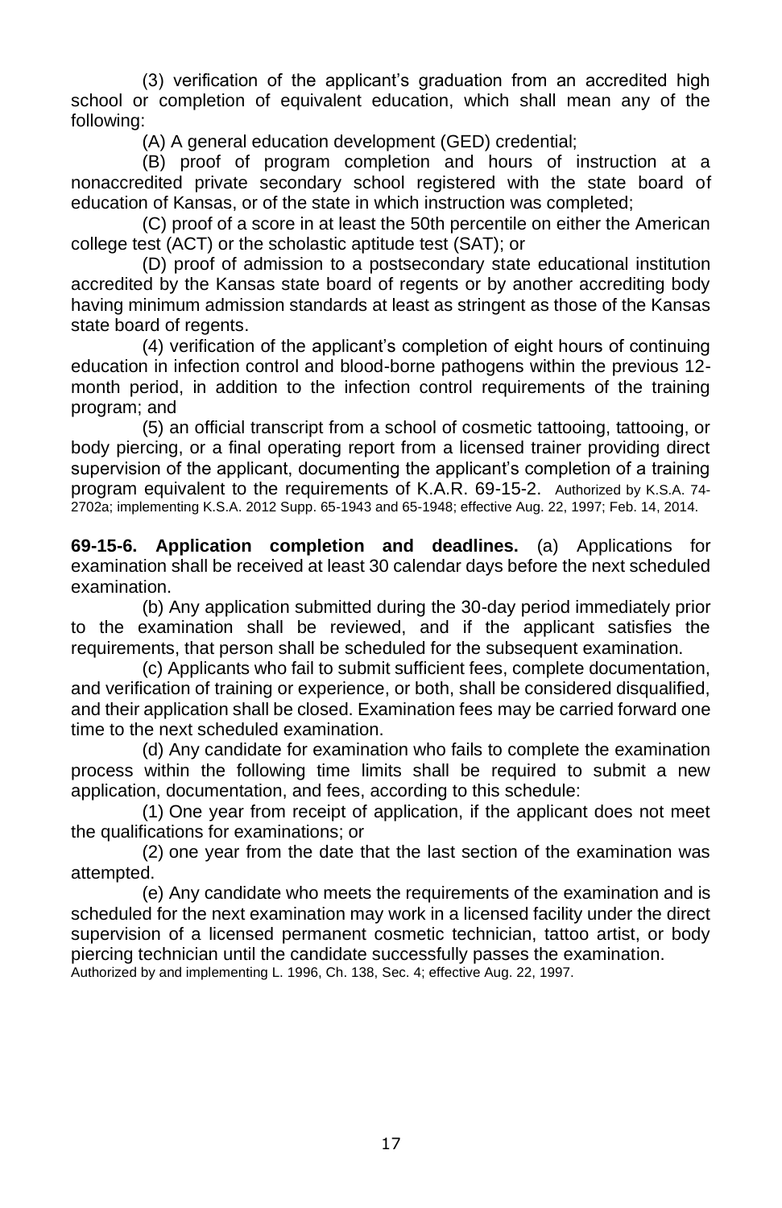(3) verification of the applicant's graduation from an accredited high school or completion of equivalent education, which shall mean any of the following:

(A) A general education development (GED) credential;

(B) proof of program completion and hours of instruction at a nonaccredited private secondary school registered with the state board of education of Kansas, or of the state in which instruction was completed;

(C) proof of a score in at least the 50th percentile on either the American college test (ACT) or the scholastic aptitude test (SAT); or

(D) proof of admission to a postsecondary state educational institution accredited by the Kansas state board of regents or by another accrediting body having minimum admission standards at least as stringent as those of the Kansas state board of regents.

(4) verification of the applicant's completion of eight hours of continuing education in infection control and blood-borne pathogens within the previous 12-month period, in addition to the infection control requirements of the training program; and

(5) an official transcript from a school of cosmetic tattooing, tattooing, or body piercing, or a final operating report from a licensed trainer providing direct supervision of the applicant, documenting the applicant's completion of a training program equivalent to the requirements of K.A.R. 69-15-2. Authorized by K.S.A. 74-2702a; implementing K.S.A. 2012 Supp. 65-1943 and 65-1948; effective Aug. 22, 1997; Feb. 14, 2014.

**69-15-6. Application completion and deadlines.** (a) Applications for examination shall be received at least 30 calendar days before the next scheduled examination.

(b) Any application submitted during the 30-day period immediately prior to the examination shall be reviewed, and if the applicant satisfies the requirements, that person shall be scheduled for the subsequent examination.

(c) Applicants who fail to submit sufficient fees, complete documentation, and verification of training or experience, or both, shall be considered disqualified, and their application shall be closed. Examination fees may be carried forward one time to the next scheduled examination.

(d) Any candidate for examination who fails to complete the examination process within the following time limits shall be required to submit a new application, documentation, and fees, according to this schedule:

(1) One year from receipt of application, if the applicant does not meet the qualifications for examinations; or

(2) one year from the date that the last section of the examination was attempted.

(e) Any candidate who meets the requirements of the examination and is scheduled for the next examination may work in a licensed facility under the direct supervision of a licensed permanent cosmetic technician, tattoo artist, or body piercing technician until the candidate successfully passes the examination. Authorized by and implementing L. 1996, Ch. 138, Sec. 4; effective Aug. 22, 1997.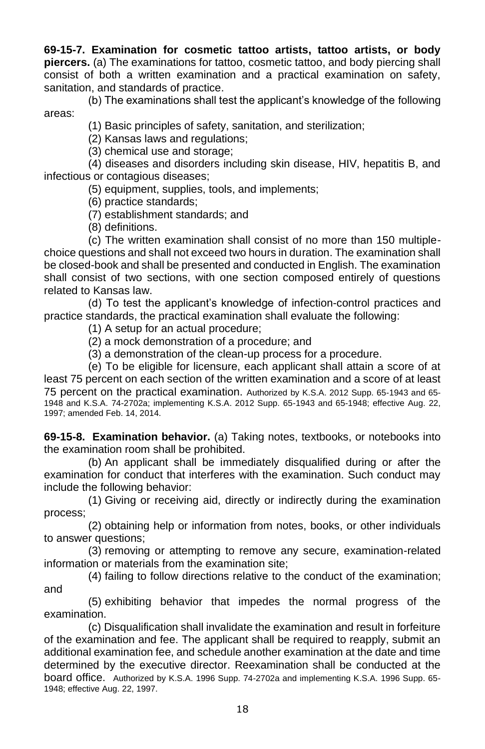**69-15-7. Examination for cosmetic tattoo artists, tattoo artists, or body piercers.** (a) The examinations for tattoo, cosmetic tattoo, and body piercing shall consist of both a written examination and a practical examination on safety, sanitation, and standards of practice.

(b) The examinations shall test the applicant's knowledge of the following areas:

(1) Basic principles of safety, sanitation, and sterilization;

(2) Kansas laws and regulations;

(3) chemical use and storage;

(4) diseases and disorders including skin disease, HIV, hepatitis B, and infectious or contagious diseases;

(5) equipment, supplies, tools, and implements;

(6) practice standards;

(7) establishment standards; and

(8) definitions.

(c) The written examination shall consist of no more than 150 multiple-choice questions and shall not exceed two hours in duration. The examination shall be closed-book and shall be presented and conducted in English. The examination shall consist of two sections, with one section composed entirely of questions related to Kansas law.

(d) To test the applicant's knowledge of infection-control practices and practice standards, the practical examination shall evaluate the following:

(1) A setup for an actual procedure;

(2) a mock demonstration of a procedure; and

(3) a demonstration of the clean-up process for a procedure.

(e) To be eligible for licensure, each applicant shall attain a score of at least 75 percent on each section of the written examination and a score of at least 75 percent on the practical examination. Authorized by K.S.A. 2012 Supp. 65-1943 and 65-1948 and K.S.A. 74-2702a; implementing K.S.A. 2012 Supp. 65-1943 and 65-1948; effective Aug. 22, 1997; amended Feb. 14, 2014.

**69-15-8. Examination behavior.** (a) Taking notes, textbooks, or notebooks into the examination room shall be prohibited.

(b) An applicant shall be immediately disqualified during or after the examination for conduct that interferes with the examination. Such conduct may include the following behavior:

(1) Giving or receiving aid, directly or indirectly during the examination process;

(2) obtaining help or information from notes, books, or other individuals to answer questions;

(3) removing or attempting to remove any secure, examination-related information or materials from the examination site;

(4) failing to follow directions relative to the conduct of the examination; and

(5) exhibiting behavior that impedes the normal progress of the examination.

(c) Disqualification shall invalidate the examination and result in forfeiture of the examination and fee. The applicant shall be required to reapply, submit an additional examination fee, and schedule another examination at the date and time determined by the executive director. Reexamination shall be conducted at the board office. Authorized by K.S.A. 1996 Supp. 74-2702a and implementing K.S.A. 1996 Supp. 65-1948; effective Aug. 22, 1997.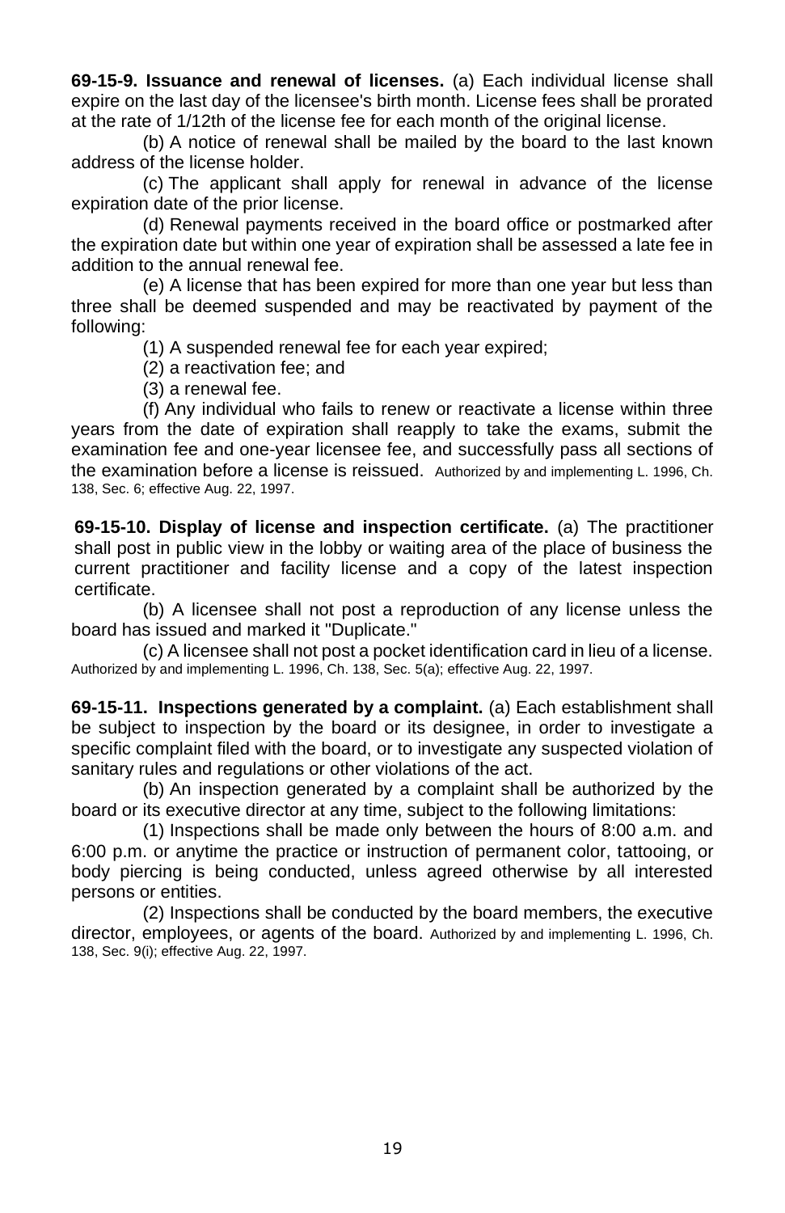**69-15-9. Issuance and renewal of licenses.** (a) Each individual license shall expire on the last day of the licensee's birth month. License fees shall be prorated at the rate of 1/12th of the license fee for each month of the original license.

(b) A notice of renewal shall be mailed by the board to the last known address of the license holder.

(c) The applicant shall apply for renewal in advance of the license expiration date of the prior license.

(d) Renewal payments received in the board office or postmarked after the expiration date but within one year of expiration shall be assessed a late fee in addition to the annual renewal fee.

(e) A license that has been expired for more than one year but less than three shall be deemed suspended and may be reactivated by payment of the following:

(1) A suspended renewal fee for each year expired;

(2) a reactivation fee; and

(3) a renewal fee.

(f) Any individual who fails to renew or reactivate a license within three years from the date of expiration shall reapply to take the exams, submit the examination fee and one-year licensee fee, and successfully pass all sections of the examination before a license is reissued. Authorized by and implementing L. 1996, Ch. 138, Sec. 6; effective Aug. 22, 1997.

**69-15-10. Display of license and inspection certificate.** (a) The practitioner shall post in public view in the lobby or waiting area of the place of business the current practitioner and facility license and a copy of the latest inspection certificate.

(b) A licensee shall not post a reproduction of any license unless the board has issued and marked it "Duplicate."

(c) A licensee shall not post a pocket identification card in lieu of a license. Authorized by and implementing L. 1996, Ch. 138, Sec. 5(a); effective Aug. 22, 1997.

**69-15-11. Inspections generated by a complaint.** (a) Each establishment shall be subject to inspection by the board or its designee, in order to investigate a specific complaint filed with the board, or to investigate any suspected violation of sanitary rules and regulations or other violations of the act.

(b) An inspection generated by a complaint shall be authorized by the board or its executive director at any time, subject to the following limitations:

(1) Inspections shall be made only between the hours of 8:00 a.m. and 6:00 p.m. or anytime the practice or instruction of permanent color, tattooing, or body piercing is being conducted, unless agreed otherwise by all interested persons or entities.

(2) Inspections shall be conducted by the board members, the executive director, employees, or agents of the board. Authorized by and implementing L. 1996, Ch. 138, Sec. 9(i); effective Aug. 22, 1997.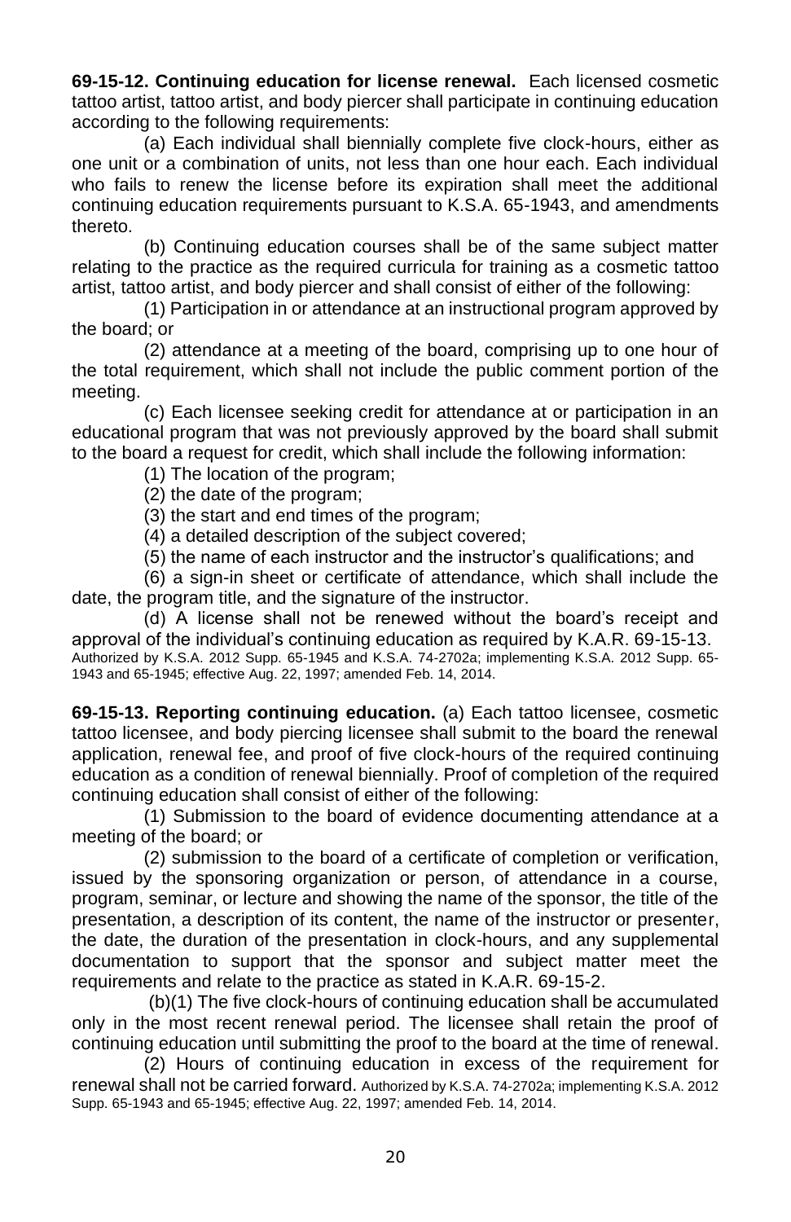**69-15-12. Continuing education for license renewal.** Each licensed cosmetic tattoo artist, tattoo artist, and body piercer shall participate in continuing education according to the following requirements:

(a) Each individual shall biennially complete five clock-hours, either as one unit or a combination of units, not less than one hour each. Each individual who fails to renew the license before its expiration shall meet the additional continuing education requirements pursuant to K.S.A. 65-1943, and amendments thereto.

(b) Continuing education courses shall be of the same subject matter relating to the practice as the required curricula for training as a cosmetic tattoo artist, tattoo artist, and body piercer and shall consist of either of the following:

(1) Participation in or attendance at an instructional program approved by the board; or

(2) attendance at a meeting of the board, comprising up to one hour of the total requirement, which shall not include the public comment portion of the meeting.

(c) Each licensee seeking credit for attendance at or participation in an educational program that was not previously approved by the board shall submit to the board a request for credit, which shall include the following information:

(1) The location of the program;

(2) the date of the program;

(3) the start and end times of the program;

(4) a detailed description of the subject covered;

(5) the name of each instructor and the instructor's qualifications; and

(6) a sign-in sheet or certificate of attendance, which shall include the date, the program title, and the signature of the instructor.

(d) A license shall not be renewed without the board's receipt and approval of the individual's continuing education as required by K.A.R. 69-15-13. Authorized by K.S.A. 2012 Supp. 65-1945 and K.S.A. 74-2702a; implementing K.S.A. 2012 Supp. 65-1943 and 65-1945; effective Aug. 22, 1997; amended Feb. 14, 2014.

**69-15-13. Reporting continuing education.** (a) Each tattoo licensee, cosmetic tattoo licensee, and body piercing licensee shall submit to the board the renewal application, renewal fee, and proof of five clock-hours of the required continuing education as a condition of renewal biennially. Proof of completion of the required continuing education shall consist of either of the following:

(1) Submission to the board of evidence documenting attendance at a meeting of the board; or

(2) submission to the board of a certificate of completion or verification, issued by the sponsoring organization or person, of attendance in a course, program, seminar, or lecture and showing the name of the sponsor, the title of the presentation, a description of its content, the name of the instructor or presenter, the date, the duration of the presentation in clock-hours, and any supplemental documentation to support that the sponsor and subject matter meet the requirements and relate to the practice as stated in K.A.R. 69-15-2.

(b)(1) The five clock-hours of continuing education shall be accumulated only in the most recent renewal period. The licensee shall retain the proof of continuing education until submitting the proof to the board at the time of renewal.

(2) Hours of continuing education in excess of the requirement for renewal shall not be carried forward. Authorized by K.S.A. 74-2702a; implementing K.S.A. 2012 Supp. 65-1943 and 65-1945; effective Aug. 22, 1997; amended Feb. 14, 2014.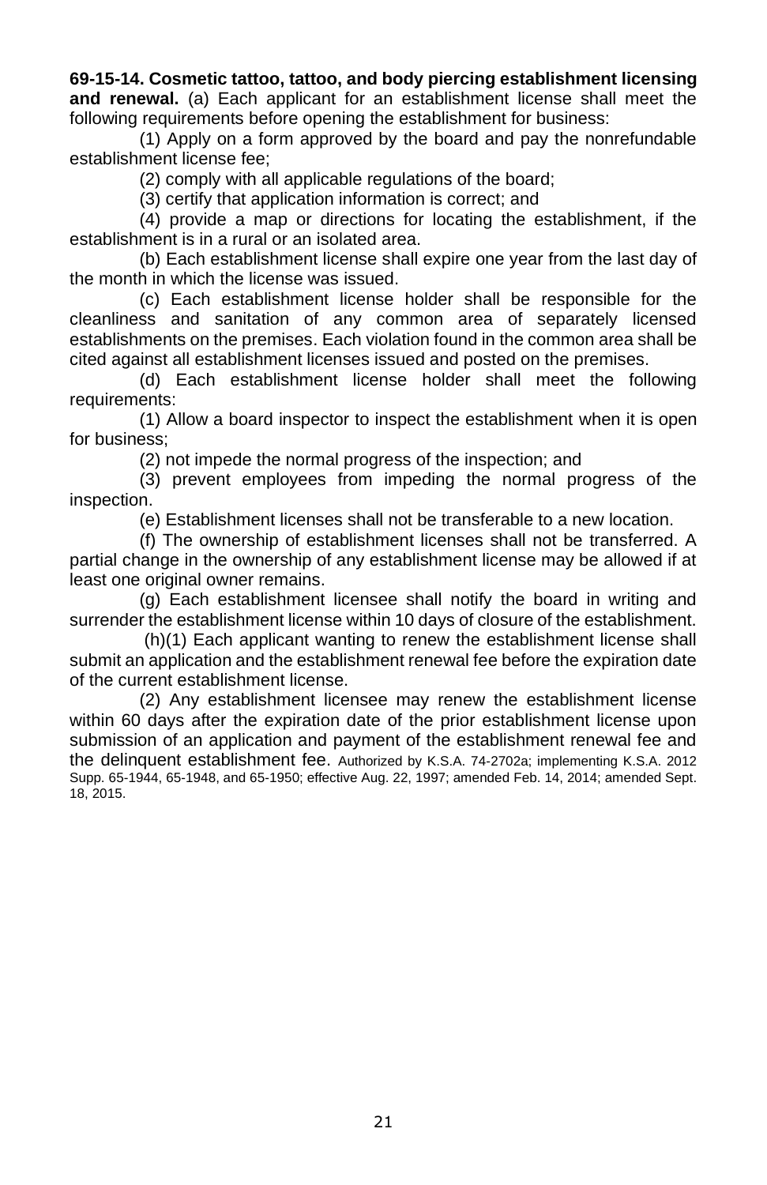**69-15-14. Cosmetic tattoo, tattoo, and body piercing establishment licensing and renewal.** (a) Each applicant for an establishment license shall meet the following requirements before opening the establishment for business:

(1) Apply on a form approved by the board and pay the nonrefundable establishment license fee;

(2) comply with all applicable regulations of the board;

(3) certify that application information is correct; and

(4) provide a map or directions for locating the establishment, if the establishment is in a rural or an isolated area.

(b) Each establishment license shall expire one year from the last day of the month in which the license was issued.

(c) Each establishment license holder shall be responsible for the cleanliness and sanitation of any common area of separately licensed establishments on the premises. Each violation found in the common area shall be cited against all establishment licenses issued and posted on the premises.

(d) Each establishment license holder shall meet the following requirements:

(1) Allow a board inspector to inspect the establishment when it is open for business;

(2) not impede the normal progress of the inspection; and

(3) prevent employees from impeding the normal progress of the inspection.

(e) Establishment licenses shall not be transferable to a new location.

(f) The ownership of establishment licenses shall not be transferred. A partial change in the ownership of any establishment license may be allowed if at least one original owner remains.

(g) Each establishment licensee shall notify the board in writing and surrender the establishment license within 10 days of closure of the establishment.

(h)(1) Each applicant wanting to renew the establishment license shall submit an application and the establishment renewal fee before the expiration date of the current establishment license.

(2) Any establishment licensee may renew the establishment license within 60 days after the expiration date of the prior establishment license upon submission of an application and payment of the establishment renewal fee and the delinquent establishment fee. Authorized by K.S.A. 74-2702a; implementing K.S.A. 2012 Supp. 65-1944, 65-1948, and 65-1950; effective Aug. 22, 1997; amended Feb. 14, 2014; amended Sept. 18, 2015.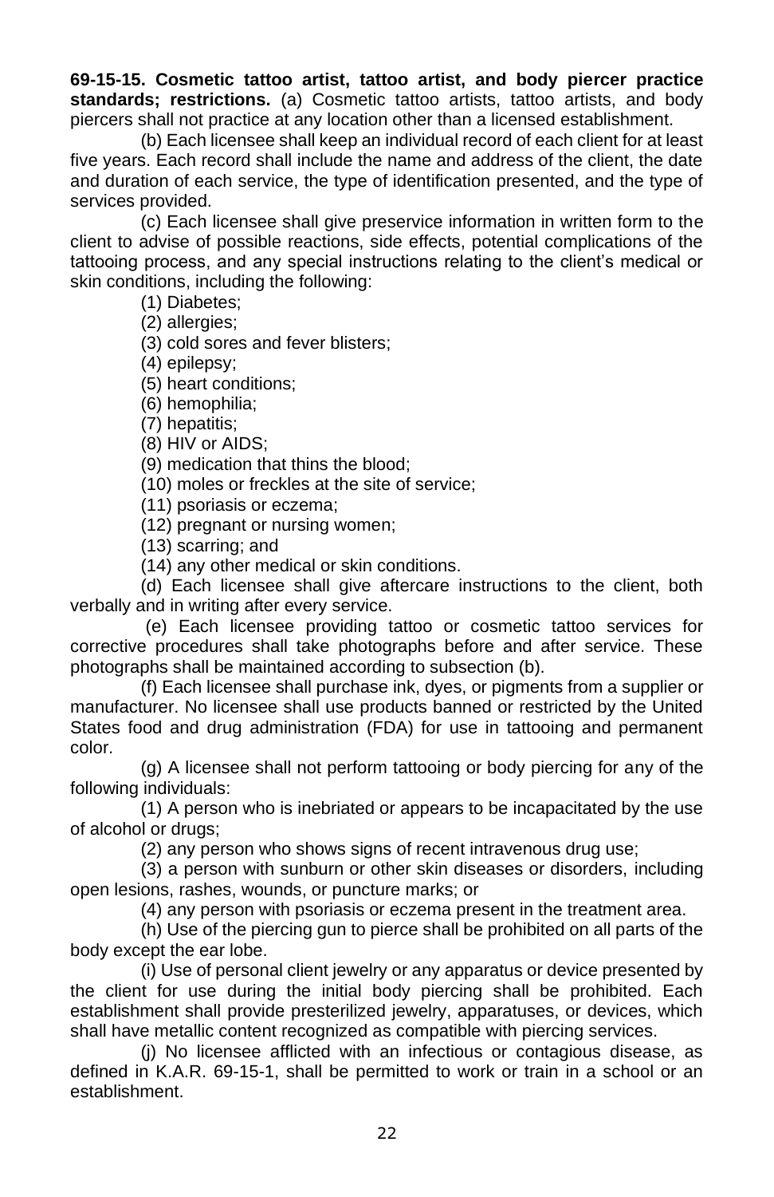**69-15-15. Cosmetic tattoo artist, tattoo artist, and body piercer practice standards; restrictions.** (a) Cosmetic tattoo artists, tattoo artists, and body piercers shall not practice at any location other than a licensed establishment.

(b) Each licensee shall keep an individual record of each client for at least five years. Each record shall include the name and address of the client, the date and duration of each service, the type of identification presented, and the type of services provided.

(c) Each licensee shall give preservice information in written form to the client to advise of possible reactions, side effects, potential complications of the tattooing process, and any special instructions relating to the client's medical or skin conditions, including the following:

(1) Diabetes;

(2) allergies;

(3) cold sores and fever blisters;

(4) epilepsy;

(5) heart conditions;

(6) hemophilia;

(7) hepatitis;

(8) HIV or AIDS;

(9) medication that thins the blood;

(10) moles or freckles at the site of service;

(11) psoriasis or eczema;

(12) pregnant or nursing women;

(13) scarring; and

(14) any other medical or skin conditions.

(d) Each licensee shall give aftercare instructions to the client, both verbally and in writing after every service.

(e) Each licensee providing tattoo or cosmetic tattoo services for corrective procedures shall take photographs before and after service. These photographs shall be maintained according to subsection (b).

(f) Each licensee shall purchase ink, dyes, or pigments from a supplier or manufacturer. No licensee shall use products banned or restricted by the United States food and drug administration (FDA) for use in tattooing and permanent color.

(g) A licensee shall not perform tattooing or body piercing for any of the following individuals:

(1) A person who is inebriated or appears to be incapacitated by the use of alcohol or drugs;

(2) any person who shows signs of recent intravenous drug use;

(3) a person with sunburn or other skin diseases or disorders, including open lesions, rashes, wounds, or puncture marks; or

(4) any person with psoriasis or eczema present in the treatment area.

(h) Use of the piercing gun to pierce shall be prohibited on all parts of the body except the ear lobe.

(i) Use of personal client jewelry or any apparatus or device presented by the client for use during the initial body piercing shall be prohibited. Each establishment shall provide presterilized jewelry, apparatuses, or devices, which shall have metallic content recognized as compatible with piercing services.

(j) No licensee afflicted with an infectious or contagious disease, as defined in K.A.R. 69-15-1, shall be permitted to work or train in a school or an establishment.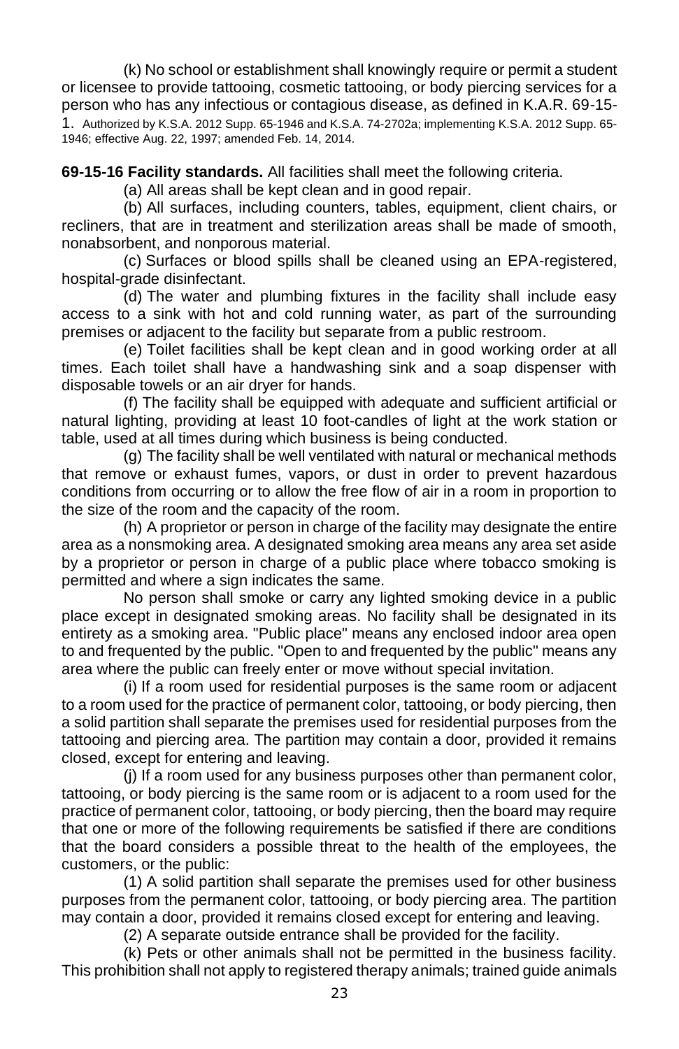(k) No school or establishment shall knowingly require or permit a student or licensee to provide tattooing, cosmetic tattooing, or body piercing services for a person who has any infectious or contagious disease, as defined in K.A.R. 69-15-1. Authorized by K.S.A. 2012 Supp. 65-1946 and K.S.A. 74-2702a; implementing K.S.A. 2012 Supp. 65-1946; effective Aug. 22, 1997; amended Feb. 14, 2014.

**69-15-16 Facility standards.** All facilities shall meet the following criteria.

(a) All areas shall be kept clean and in good repair.

(b) All surfaces, including counters, tables, equipment, client chairs, or recliners, that are in treatment and sterilization areas shall be made of smooth, nonabsorbent, and nonporous material.

(c) Surfaces or blood spills shall be cleaned using an EPA-registered, hospital-grade disinfectant.

(d) The water and plumbing fixtures in the facility shall include easy access to a sink with hot and cold running water, as part of the surrounding premises or adjacent to the facility but separate from a public restroom.

(e) Toilet facilities shall be kept clean and in good working order at all times. Each toilet shall have a handwashing sink and a soap dispenser with disposable towels or an air dryer for hands.

(f) The facility shall be equipped with adequate and sufficient artificial or natural lighting, providing at least 10 foot-candles of light at the work station or table, used at all times during which business is being conducted.

(g) The facility shall be well ventilated with natural or mechanical methods that remove or exhaust fumes, vapors, or dust in order to prevent hazardous conditions from occurring or to allow the free flow of air in a room in proportion to the size of the room and the capacity of the room.

(h) A proprietor or person in charge of the facility may designate the entire area as a nonsmoking area. A designated smoking area means any area set aside by a proprietor or person in charge of a public place where tobacco smoking is permitted and where a sign indicates the same.

No person shall smoke or carry any lighted smoking device in a public place except in designated smoking areas. No facility shall be designated in its entirety as a smoking area. "Public place" means any enclosed indoor area open to and frequented by the public. "Open to and frequented by the public" means any area where the public can freely enter or move without special invitation.

(i) If a room used for residential purposes is the same room or adjacent to a room used for the practice of permanent color, tattooing, or body piercing, then a solid partition shall separate the premises used for residential purposes from the tattooing and piercing area. The partition may contain a door, provided it remains closed, except for entering and leaving.

(j) If a room used for any business purposes other than permanent color, tattooing, or body piercing is the same room or is adjacent to a room used for the practice of permanent color, tattooing, or body piercing, then the board may require that one or more of the following requirements be satisfied if there are conditions that the board considers a possible threat to the health of the employees, the customers, or the public:

(1) A solid partition shall separate the premises used for other business purposes from the permanent color, tattooing, or body piercing area. The partition may contain a door, provided it remains closed except for entering and leaving.

(2) A separate outside entrance shall be provided for the facility.

(k) Pets or other animals shall not be permitted in the business facility. This prohibition shall not apply to registered therapy animals; trained guide animals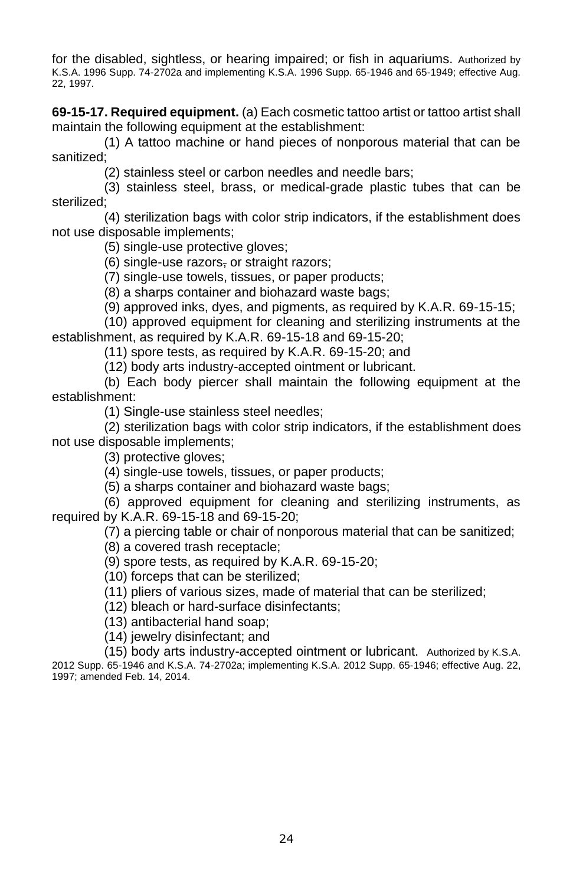for the disabled, sightless, or hearing impaired; or fish in aquariums. Authorized by K.S.A. 1996 Supp. 74-2702a and implementing K.S.A. 1996 Supp. 65-1946 and 65-1949; effective Aug. 22, 1997.

**69-15-17. Required equipment.** (a) Each cosmetic tattoo artist or tattoo artist shall maintain the following equipment at the establishment:

(1) A tattoo machine or hand pieces of nonporous material that can be sanitized;

(2) stainless steel or carbon needles and needle bars;

(3) stainless steel, brass, or medical-grade plastic tubes that can be sterilized;

(4) sterilization bags with color strip indicators, if the establishment does not use disposable implements;

(5) single-use protective gloves;

(6) single-use razors, or straight razors;

(7) single-use towels, tissues, or paper products;

(8) a sharps container and biohazard waste bags;

(9) approved inks, dyes, and pigments, as required by K.A.R. 69-15-15;

(10) approved equipment for cleaning and sterilizing instruments at the establishment, as required by K.A.R. 69-15-18 and 69-15-20;

(11) spore tests, as required by K.A.R. 69-15-20; and

(12) body arts industry-accepted ointment or lubricant.

(b) Each body piercer shall maintain the following equipment at the establishment:

(1) Single-use stainless steel needles;

(2) sterilization bags with color strip indicators, if the establishment does not use disposable implements;

(3) protective gloves;

(4) single-use towels, tissues, or paper products;

(5) a sharps container and biohazard waste bags;

(6) approved equipment for cleaning and sterilizing instruments, as required by K.A.R. 69-15-18 and 69-15-20;

(7) a piercing table or chair of nonporous material that can be sanitized;

(8) a covered trash receptacle;

(9) spore tests, as required by K.A.R. 69-15-20;

(10) forceps that can be sterilized;

(11) pliers of various sizes, made of material that can be sterilized;

(12) bleach or hard-surface disinfectants;

(13) antibacterial hand soap;

(14) jewelry disinfectant; and

(15) body arts industry-accepted ointment or lubricant. Authorized by K.S.A. 2012 Supp. 65-1946 and K.S.A. 74-2702a; implementing K.S.A. 2012 Supp. 65-1946; effective Aug. 22, 1997; amended Feb. 14, 2014.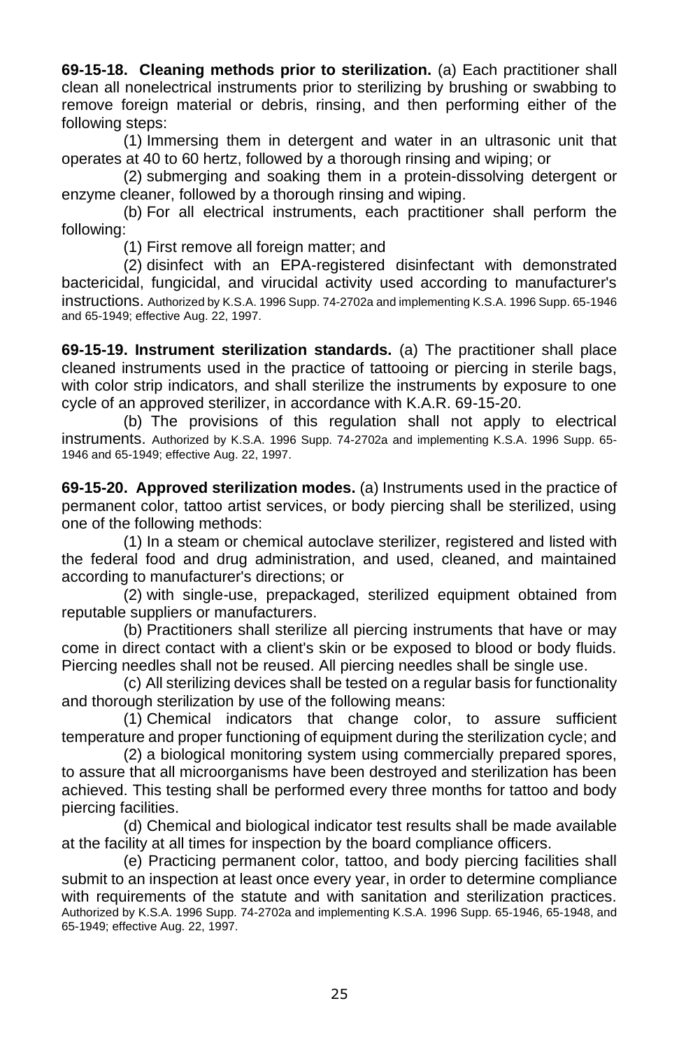**69-15-18. Cleaning methods prior to sterilization.** (a) Each practitioner shall clean all nonelectrical instruments prior to sterilizing by brushing or swabbing to remove foreign material or debris, rinsing, and then performing either of the following steps:

(1) Immersing them in detergent and water in an ultrasonic unit that operates at 40 to 60 hertz, followed by a thorough rinsing and wiping; or

(2) submerging and soaking them in a protein-dissolving detergent or enzyme cleaner, followed by a thorough rinsing and wiping.

(b) For all electrical instruments, each practitioner shall perform the following:

(1) First remove all foreign matter; and

(2) disinfect with an EPA-registered disinfectant with demonstrated bactericidal, fungicidal, and virucidal activity used according to manufacturer's instructions. Authorized by K.S.A. 1996 Supp. 74-2702a and implementing K.S.A. 1996 Supp. 65-1946 and 65-1949; effective Aug. 22, 1997.

**69-15-19. Instrument sterilization standards.** (a) The practitioner shall place cleaned instruments used in the practice of tattooing or piercing in sterile bags, with color strip indicators, and shall sterilize the instruments by exposure to one cycle of an approved sterilizer, in accordance with K.A.R. 69-15-20.

(b) The provisions of this regulation shall not apply to electrical instruments. Authorized by K.S.A. 1996 Supp. 74-2702a and implementing K.S.A. 1996 Supp. 65-1946 and 65-1949; effective Aug. 22, 1997.

**69-15-20. Approved sterilization modes.** (a) Instruments used in the practice of permanent color, tattoo artist services, or body piercing shall be sterilized, using one of the following methods:

(1) In a steam or chemical autoclave sterilizer, registered and listed with the federal food and drug administration, and used, cleaned, and maintained according to manufacturer's directions; or

(2) with single-use, prepackaged, sterilized equipment obtained from reputable suppliers or manufacturers.

(b) Practitioners shall sterilize all piercing instruments that have or may come in direct contact with a client's skin or be exposed to blood or body fluids. Piercing needles shall not be reused. All piercing needles shall be single use.

(c) All sterilizing devices shall be tested on a regular basis for functionality and thorough sterilization by use of the following means:

(1) Chemical indicators that change color, to assure sufficient temperature and proper functioning of equipment during the sterilization cycle; and

(2) a biological monitoring system using commercially prepared spores, to assure that all microorganisms have been destroyed and sterilization has been achieved. This testing shall be performed every three months for tattoo and body piercing facilities.

(d) Chemical and biological indicator test results shall be made available at the facility at all times for inspection by the board compliance officers.

(e) Practicing permanent color, tattoo, and body piercing facilities shall submit to an inspection at least once every year, in order to determine compliance with requirements of the statute and with sanitation and sterilization practices. Authorized by K.S.A. 1996 Supp. 74-2702a and implementing K.S.A. 1996 Supp. 65-1946, 65-1948, and 65-1949; effective Aug. 22, 1997.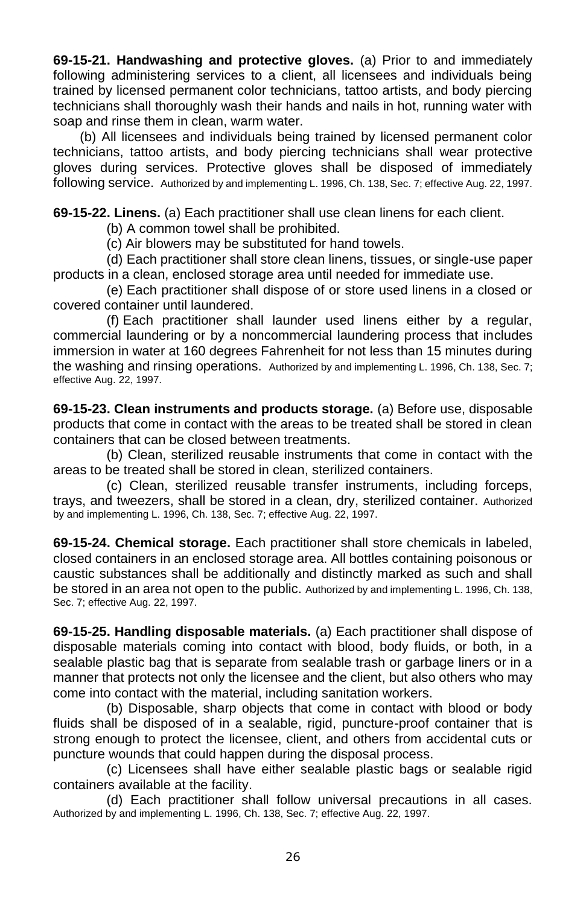**69-15-21. Handwashing and protective gloves.** (a) Prior to and immediately following administering services to a client, all licensees and individuals being trained by licensed permanent color technicians, tattoo artists, and body piercing technicians shall thoroughly wash their hands and nails in hot, running water with soap and rinse them in clean, warm water.

(b) All licensees and individuals being trained by licensed permanent color technicians, tattoo artists, and body piercing technicians shall wear protective gloves during services. Protective gloves shall be disposed of immediately following service. Authorized by and implementing L. 1996, Ch. 138, Sec. 7; effective Aug. 22, 1997.

**69-15-22. Linens.** (a) Each practitioner shall use clean linens for each client.

(b) A common towel shall be prohibited.

(c) Air blowers may be substituted for hand towels.

(d) Each practitioner shall store clean linens, tissues, or single-use paper products in a clean, enclosed storage area until needed for immediate use.

(e) Each practitioner shall dispose of or store used linens in a closed or covered container until laundered.

(f) Each practitioner shall launder used linens either by a regular, commercial laundering or by a noncommercial laundering process that includes immersion in water at 160 degrees Fahrenheit for not less than 15 minutes during the washing and rinsing operations. Authorized by and implementing L. 1996, Ch. 138, Sec. 7; effective Aug. 22, 1997.

**69-15-23. Clean instruments and products storage.** (a) Before use, disposable products that come in contact with the areas to be treated shall be stored in clean containers that can be closed between treatments.

(b) Clean, sterilized reusable instruments that come in contact with the areas to be treated shall be stored in clean, sterilized containers.

(c) Clean, sterilized reusable transfer instruments, including forceps, trays, and tweezers, shall be stored in a clean, dry, sterilized container. Authorized by and implementing L. 1996, Ch. 138, Sec. 7; effective Aug. 22, 1997.

**69-15-24. Chemical storage.** Each practitioner shall store chemicals in labeled, closed containers in an enclosed storage area. All bottles containing poisonous or caustic substances shall be additionally and distinctly marked as such and shall be stored in an area not open to the public. Authorized by and implementing L. 1996, Ch. 138, Sec. 7; effective Aug. 22, 1997.

**69-15-25. Handling disposable materials.** (a) Each practitioner shall dispose of disposable materials coming into contact with blood, body fluids, or both, in a sealable plastic bag that is separate from sealable trash or garbage liners or in a manner that protects not only the licensee and the client, but also others who may come into contact with the material, including sanitation workers.

(b) Disposable, sharp objects that come in contact with blood or body fluids shall be disposed of in a sealable, rigid, puncture-proof container that is strong enough to protect the licensee, client, and others from accidental cuts or puncture wounds that could happen during the disposal process.

(c) Licensees shall have either sealable plastic bags or sealable rigid containers available at the facility.

(d) Each practitioner shall follow universal precautions in all cases. Authorized by and implementing L. 1996, Ch. 138, Sec. 7; effective Aug. 22, 1997.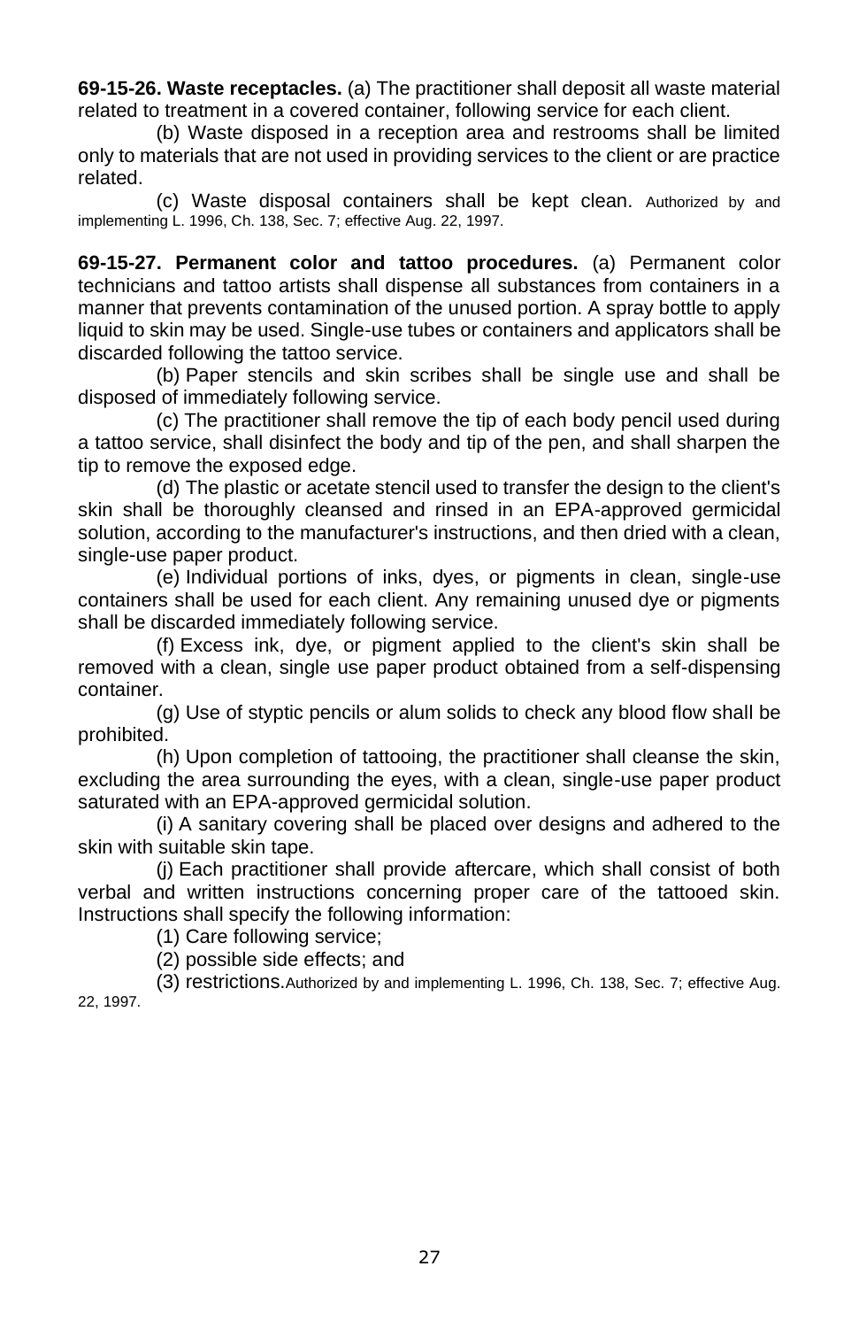**69-15-26. Waste receptacles.** (a) The practitioner shall deposit all waste material related to treatment in a covered container, following service for each client.

(b) Waste disposed in a reception area and restrooms shall be limited only to materials that are not used in providing services to the client or are practice related.

(c) Waste disposal containers shall be kept clean. Authorized by and implementing L. 1996, Ch. 138, Sec. 7; effective Aug. 22, 1997.

**69-15-27. Permanent color and tattoo procedures.** (a) Permanent color technicians and tattoo artists shall dispense all substances from containers in a manner that prevents contamination of the unused portion. A spray bottle to apply liquid to skin may be used. Single-use tubes or containers and applicators shall be discarded following the tattoo service.

(b) Paper stencils and skin scribes shall be single use and shall be disposed of immediately following service.

(c) The practitioner shall remove the tip of each body pencil used during a tattoo service, shall disinfect the body and tip of the pen, and shall sharpen the tip to remove the exposed edge.

(d) The plastic or acetate stencil used to transfer the design to the client's skin shall be thoroughly cleansed and rinsed in an EPA-approved germicidal solution, according to the manufacturer's instructions, and then dried with a clean, single-use paper product.

(e) Individual portions of inks, dyes, or pigments in clean, single-use containers shall be used for each client. Any remaining unused dye or pigments shall be discarded immediately following service.

(f) Excess ink, dye, or pigment applied to the client's skin shall be removed with a clean, single use paper product obtained from a self-dispensing container.

(g) Use of styptic pencils or alum solids to check any blood flow shall be prohibited.

(h) Upon completion of tattooing, the practitioner shall cleanse the skin, excluding the area surrounding the eyes, with a clean, single-use paper product saturated with an EPA-approved germicidal solution.

(i) A sanitary covering shall be placed over designs and adhered to the skin with suitable skin tape.

(j) Each practitioner shall provide aftercare, which shall consist of both verbal and written instructions concerning proper care of the tattooed skin. Instructions shall specify the following information:

(1) Care following service;

(2) possible side effects; and

(3) restrictions. Authorized by and implementing L. 1996, Ch. 138, Sec. 7; effective Aug. 22, 1997.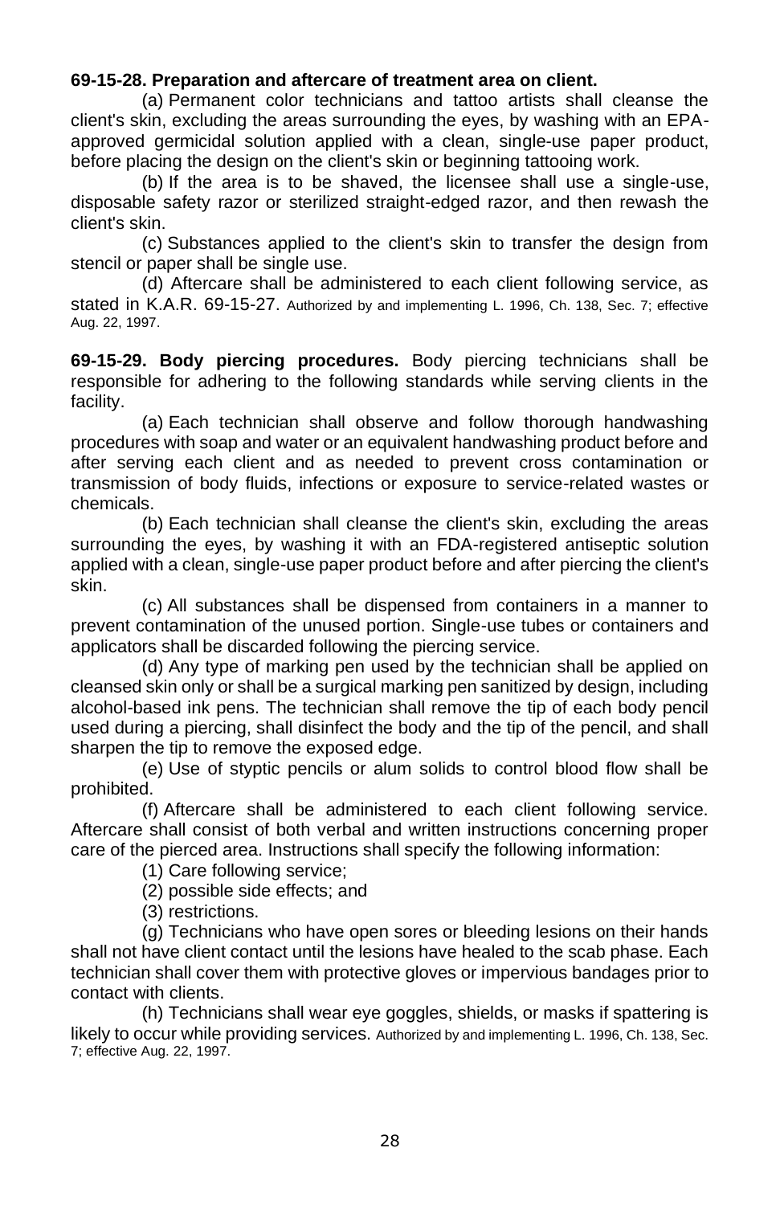**69-15-28. Preparation and aftercare of treatment area on client.**

(a) Permanent color technicians and tattoo artists shall cleanse the client's skin, excluding the areas surrounding the eyes, by washing with an EPA-approved germicidal solution applied with a clean, single-use paper product, before placing the design on the client's skin or beginning tattooing work.

(b) If the area is to be shaved, the licensee shall use a single-use, disposable safety razor or sterilized straight-edged razor, and then rewash the client's skin.

(c) Substances applied to the client's skin to transfer the design from stencil or paper shall be single use.

(d) Aftercare shall be administered to each client following service, as stated in K.A.R. 69-15-27. Authorized by and implementing L. 1996, Ch. 138, Sec. 7; effective Aug. 22, 1997.

**69-15-29. Body piercing procedures.** Body piercing technicians shall be responsible for adhering to the following standards while serving clients in the facility.

(a) Each technician shall observe and follow thorough handwashing procedures with soap and water or an equivalent handwashing product before and after serving each client and as needed to prevent cross contamination or transmission of body fluids, infections or exposure to service-related wastes or chemicals.

(b) Each technician shall cleanse the client's skin, excluding the areas surrounding the eyes, by washing it with an FDA-registered antiseptic solution applied with a clean, single-use paper product before and after piercing the client's skin.

(c) All substances shall be dispensed from containers in a manner to prevent contamination of the unused portion. Single-use tubes or containers and applicators shall be discarded following the piercing service.

(d) Any type of marking pen used by the technician shall be applied on cleansed skin only or shall be a surgical marking pen sanitized by design, including alcohol-based ink pens. The technician shall remove the tip of each body pencil used during a piercing, shall disinfect the body and the tip of the pencil, and shall sharpen the tip to remove the exposed edge.

(e) Use of styptic pencils or alum solids to control blood flow shall be prohibited.

(f) Aftercare shall be administered to each client following service. Aftercare shall consist of both verbal and written instructions concerning proper care of the pierced area. Instructions shall specify the following information:

(1) Care following service;

(2) possible side effects; and

(3) restrictions.

(g) Technicians who have open sores or bleeding lesions on their hands shall not have client contact until the lesions have healed to the scab phase. Each technician shall cover them with protective gloves or impervious bandages prior to contact with clients.

(h) Technicians shall wear eye goggles, shields, or masks if spattering is likely to occur while providing services. Authorized by and implementing L. 1996, Ch. 138, Sec. 7; effective Aug. 22, 1997.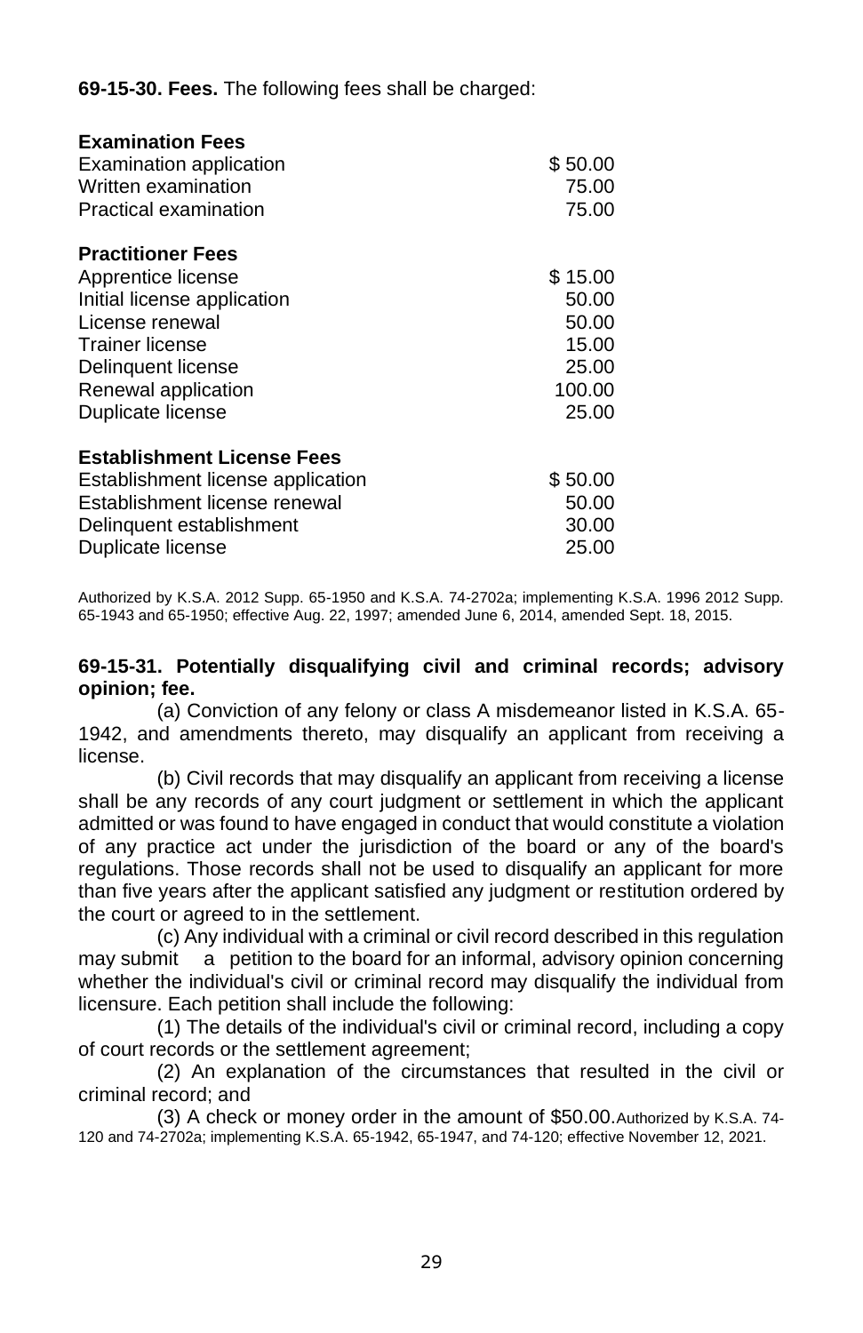**69-15-30. Fees.** The following fees shall be charged:

| | |
|---|---|
| **Examination Fees** | |
| Examination application | $ 50.00 |
| Written examination | 75.00 |
| Practical examination | 75.00 |
| **Practitioner Fees** | |
| Apprentice license | $ 15.00 |
| Initial license application | 50.00 |
| License renewal | 50.00 |
| Trainer license | 15.00 |
| Delinquent license | 25.00 |
| Renewal application | 100.00 |
| Duplicate license | 25.00 |
| **Establishment License Fees** | |
| Establishment license application | $ 50.00 |
| Establishment license renewal | 50.00 |
| Delinquent establishment | 30.00 |
| Duplicate license | 25.00 |

Authorized by K.S.A. 2012 Supp. 65-1950 and K.S.A. 74-2702a; implementing K.S.A. 1996 2012 Supp. 65-1943 and 65-1950; effective Aug. 22, 1997; amended June 6, 2014, amended Sept. 18, 2015.

**69-15-31. Potentially disqualifying civil and criminal records; advisory opinion; fee.**

(a) Conviction of any felony or class A misdemeanor listed in K.S.A. 65-1942, and amendments thereto, may disqualify an applicant from receiving a license.

(b) Civil records that may disqualify an applicant from receiving a license shall be any records of any court judgment or settlement in which the applicant admitted or was found to have engaged in conduct that would constitute a violation of any practice act under the jurisdiction of the board or any of the board's regulations. Those records shall not be used to disqualify an applicant for more than five years after the applicant satisfied any judgment or restitution ordered by the court or agreed to in the settlement.

(c) Any individual with a criminal or civil record described in this regulation may submit a petition to the board for an informal, advisory opinion concerning whether the individual's civil or criminal record may disqualify the individual from licensure. Each petition shall include the following:

(1) The details of the individual's civil or criminal record, including a copy of court records or the settlement agreement;

(2) An explanation of the circumstances that resulted in the civil or criminal record; and

(3) A check or money order in the amount of $50.00. Authorized by K.S.A. 74-120 and 74-2702a; implementing K.S.A. 65-1942, 65-1947, and 74-120; effective November 12, 2021.